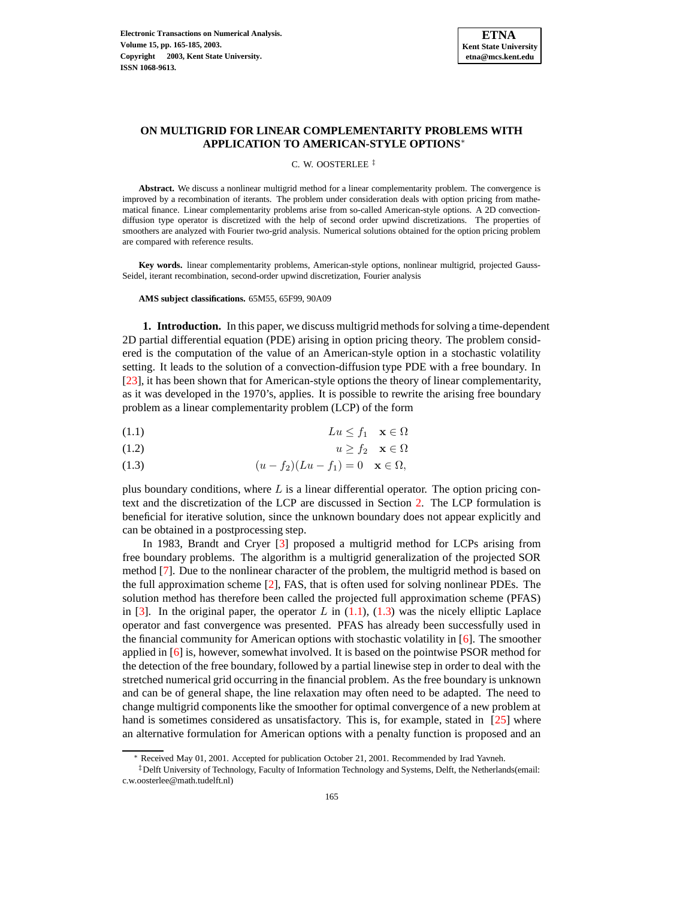# ON MULTIGRID FOR LINEAR COMPLEMENTARITY PROBLEMS WITH APPLICATION TO AMERICAN-STYLE OPTIONS*

C. W. OOSTERLEE ‡

**Abstract.** We discuss a nonlinear multigrid method for a linear complementarity problem. The convergence is improved by a recombination of iterants. The problem under consideration deals with option pricing from mathematical finance. Linear complementarity problems arise from so-called American-style options. A 2D convection-diffusion type operator is discretized with the help of second order upwind discretizations. The properties of smoothers are analyzed with Fourier two-grid analysis. Numerical solutions obtained for the option pricing problem are compared with reference results.

**Key words.** linear complementarity problems, American-style options, nonlinear multigrid, projected Gauss-Seidel, iterant recombination, second-order upwind discretization, Fourier analysis

**AMS subject classifications.** 65M55, 65F99, 90A09

**1. Introduction.** In this paper, we discuss multigrid methods for solving a time-dependent 2D partial differential equation (PDE) arising in option pricing theory. The problem considered is the computation of the value of an American-style option in a stochastic volatility setting. It leads to the solution of a convection-diffusion type PDE with a free boundary. In [23], it has been shown that for American-style options the theory of linear complementarity, as it was developed in the 1970's, applies. It is possible to rewrite the arising free boundary problem as a linear complementarity problem (LCP) of the form

$$Lu \leq f_1 \quad \mathbf{x} \in \Omega \tag{1.1}$$

$$u \geq f_2 \quad \mathbf{x} \in \Omega \tag{1.2}$$

$$(u - f_2)(Lu - f_1) = 0 \quad \mathbf{x} \in \Omega, \tag{1.3}$$

plus boundary conditions, where $L$ is a linear differential operator. The option pricing context and the discretization of the LCP are discussed in Section 2. The LCP formulation is beneficial for iterative solution, since the unknown boundary does not appear explicitly and can be obtained in a postprocessing step.

In 1983, Brandt and Cryer [3] proposed a multigrid method for LCPs arising from free boundary problems. The algorithm is a multigrid generalization of the projected SOR method [7]. Due to the nonlinear character of the problem, the multigrid method is based on the full approximation scheme [2], FAS, that is often used for solving nonlinear PDEs. The solution method has therefore been called the projected full approximation scheme (PFAS) in [3]. In the original paper, the operator $L$ in (1.1), (1.3) was the nicely elliptic Laplace operator and fast convergence was presented. PFAS has already been successfully used in the financial community for American options with stochastic volatility in [6]. The smoother applied in [6] is, however, somewhat involved. It is based on the pointwise PSOR method for the detection of the free boundary, followed by a partial linewise step in order to deal with the stretched numerical grid occurring in the financial problem. As the free boundary is unknown and can be of general shape, the line relaxation may often need to be adapted. The need to change multigrid components like the smoother for optimal convergence of a new problem at hand is sometimes considered as unsatisfactory. This is, for example, stated in [25] where an alternative formulation for American options with a penalty function is proposed and an

---

* Received May 01, 2001. Accepted for publication October 21, 2001. Recommended by Irad Yavneh.

‡ Delft University of Technology, Faculty of Information Technology and Systems, Delft, the Netherlands(email: c.w.oosterlee@math.tudelft.nl)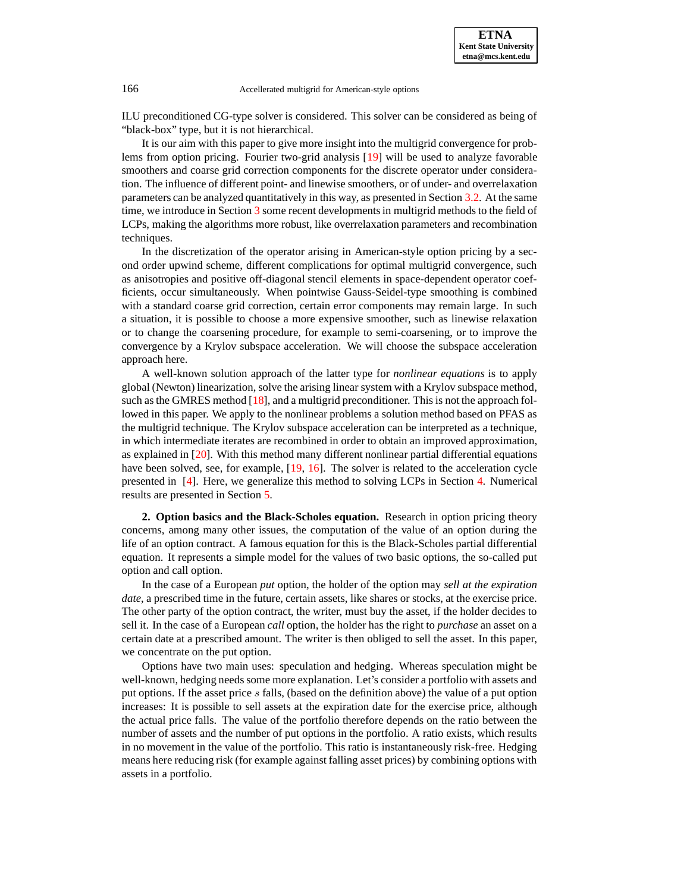ILU preconditioned CG-type solver is considered. This solver can be considered as being of "black-box" type, but it is not hierarchical.

It is our aim with this paper to give more insight into the multigrid convergence for problems from option pricing. Fourier two-grid analysis [19] will be used to analyze favorable smoothers and coarse grid correction components for the discrete operator under consideration. The influence of different point- and linewise smoothers, or of under- and overrelaxation parameters can be analyzed quantitatively in this way, as presented in Section 3.2. At the same time, we introduce in Section 3 some recent developments in multigrid methods to the field of LCPs, making the algorithms more robust, like overrelaxation parameters and recombination techniques.

In the discretization of the operator arising in American-style option pricing by a second order upwind scheme, different complications for optimal multigrid convergence, such as anisotropies and positive off-diagonal stencil elements in space-dependent operator coefficients, occur simultaneously. When pointwise Gauss-Seidel-type smoothing is combined with a standard coarse grid correction, certain error components may remain large. In such a situation, it is possible to choose a more expensive smoother, such as linewise relaxation or to change the coarsening procedure, for example to semi-coarsening, or to improve the convergence by a Krylov subspace acceleration. We will choose the subspace acceleration approach here.

A well-known solution approach of the latter type for *nonlinear equations* is to apply global (Newton) linearization, solve the arising linear system with a Krylov subspace method, such as the GMRES method [18], and a multigrid preconditioner. This is not the approach followed in this paper. We apply to the nonlinear problems a solution method based on PFAS as the multigrid technique. The Krylov subspace acceleration can be interpreted as a technique, in which intermediate iterates are recombined in order to obtain an improved approximation, as explained in [20]. With this method many different nonlinear partial differential equations have been solved, see, for example, [19, 16]. The solver is related to the acceleration cycle presented in [4]. Here, we generalize this method to solving LCPs in Section 4. Numerical results are presented in Section 5.

## 2. Option basics and the Black-Scholes equation.

Research in option pricing theory concerns, among many other issues, the computation of the value of an option during the life of an option contract. A famous equation for this is the Black-Scholes partial differential equation. It represents a simple model for the values of two basic options, the so-called put option and call option.

In the case of a European *put* option, the holder of the option may *sell at the expiration date*, a prescribed time in the future, certain assets, like shares or stocks, at the exercise price. The other party of the option contract, the writer, must buy the asset, if the holder decides to sell it. In the case of a European *call* option, the holder has the right to *purchase* an asset on a certain date at a prescribed amount. The writer is then obliged to sell the asset. In this paper, we concentrate on the put option.

Options have two main uses: speculation and hedging. Whereas speculation might be well-known, hedging needs some more explanation. Let's consider a portfolio with assets and put options. If the asset price $s$ falls, (based on the definition above) the value of a put option increases: It is possible to sell assets at the expiration date for the exercise price, although the actual price falls. The value of the portfolio therefore depends on the ratio between the number of assets and the number of put options in the portfolio. A ratio exists, which results in no movement in the value of the portfolio. This ratio is instantaneously risk-free. Hedging means here reducing risk (for example against falling asset prices) by combining options with assets in a portfolio.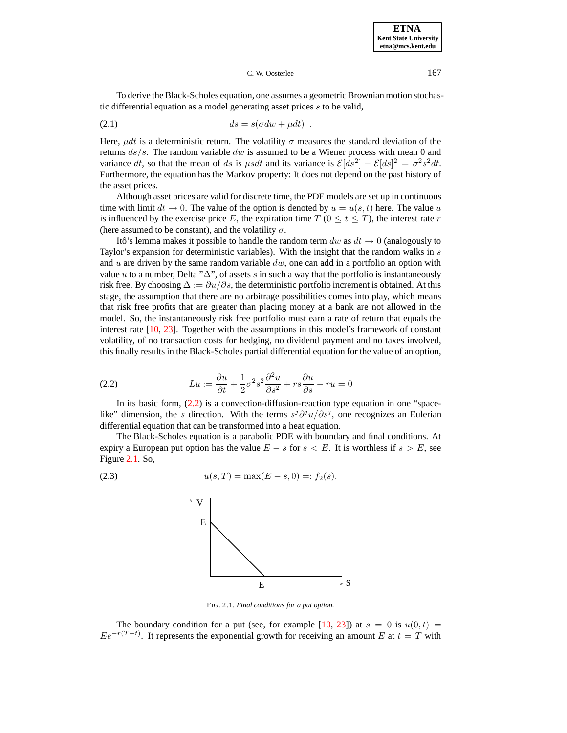To derive the Black-Scholes equation, one assumes a geometric Brownian motion stochastic differential equation as a model generating asset prices $s$ to be valid,

$$ds = s(\sigma dw + \mu dt) \ . \tag{2.1}$$

Here, $\mu dt$ is a deterministic return. The volatility $\sigma$ measures the standard deviation of the returns $ds/s$. The random variable $dw$ is assumed to be a Wiener process with mean 0 and variance $dt$, so that the mean of $ds$ is $\mu s dt$ and its variance is $\mathcal{E}[ds^2] - \mathcal{E}[ds]^2 = \sigma^2 s^2 dt$. Furthermore, the equation has the Markov property: It does not depend on the past history of the asset prices.

Although asset prices are valid for discrete time, the PDE models are set up in continuous time with limit $dt \to 0$. The value of the option is denoted by $u = u(s,t)$ here. The value $u$ is influenced by the exercise price $E$, the expiration time $T$ ($0 \leq t \leq T$), the interest rate $r$ (here assumed to be constant), and the volatility $\sigma$.

Itô's lemma makes it possible to handle the random term $dw$ as $dt \to 0$ (analogously to Taylor's expansion for deterministic variables). With the insight that the random walks in $s$ and $u$ are driven by the same random variable $dw$, one can add in a portfolio an option with value $u$ to a number, Delta "$\Delta$", of assets $s$ in such a way that the portfolio is instantaneously risk free. By choosing $\Delta := \partial u / \partial s$, the deterministic portfolio increment is obtained. At this stage, the assumption that there are no arbitrage possibilities comes into play, which means that risk free profits that are greater than placing money at a bank are not allowed in the model. So, the instantaneously risk free portfolio must earn a rate of return that equals the interest rate [10, 23]. Together with the assumptions in this model's framework of constant volatility, of no transaction costs for hedging, no dividend payment and no taxes involved, this finally results in the Black-Scholes partial differential equation for the value of an option,

$$Lu := \frac{\partial u}{\partial t} + \frac{1}{2}\sigma^2 s^2 \frac{\partial^2 u}{\partial s^2} + rs\frac{\partial u}{\partial s} - ru = 0 \tag{2.2}$$

In its basic form, (2.2) is a convection-diffusion-reaction type equation in one "space-like" dimension, the $s$ direction. With the terms $s^j \partial^j u / \partial s^j$, one recognizes an Eulerian differential equation that can be transformed into a heat equation.

The Black-Scholes equation is a parabolic PDE with boundary and final conditions. At expiry a European put option has the value $E - s$ for $s < E$. It is worthless if $s > E$, see Figure 2.1. So,

$$u(s,T) = \max(E - s, 0) =: f_2(s). \tag{2.3}$$

FIG. 2.1. *Final conditions for a put option.*

The boundary condition for a put (see, for example [10, 23]) at $s = 0$ is $u(0,t) = Ee^{-r(T-t)}$. It represents the exponential growth for receiving an amount $E$ at $t = T$ with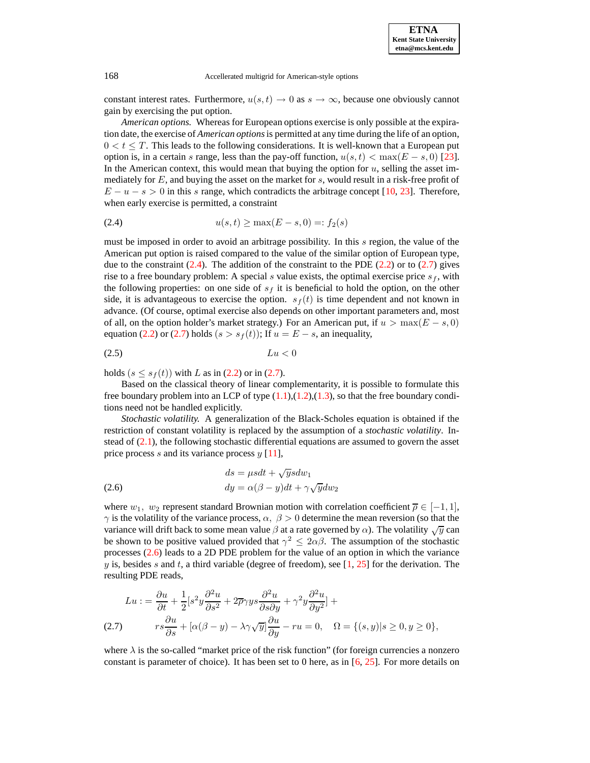constant interest rates. Furthermore, $u(s,t) \to 0$ as $s \to \infty$, because one obviously cannot gain by exercising the put option.

*American options.* Whereas for European options exercise is only possible at the expiration date, the exercise of *American options* is permitted at any time during the life of an option, $0 < t \leq T$. This leads to the following considerations. It is well-known that a European put option is, in a certain $s$ range, less than the pay-off function, $u(s,t) < \max(E-s,0)$ [23]. In the American context, this would mean that buying the option for $u$, selling the asset immediately for $E$, and buying the asset on the market for $s$, would result in a risk-free profit of $E - u - s > 0$ in this $s$ range, which contradicts the arbitrage concept [10, 23]. Therefore, when early exercise is permitted, a constraint

$$u(s,t) \geq \max(E-s,0) =: f_2(s) \tag{2.4}$$

must be imposed in order to avoid an arbitrage possibility. In this $s$ region, the value of the American put option is raised compared to the value of the similar option of European type, due to the constraint (2.4). The addition of the constraint to the PDE (2.2) or to (2.7) gives rise to a free boundary problem: A special $s$ value exists, the optimal exercise price $s_f$, with the following properties: on one side of $s_f$ it is beneficial to hold the option, on the other side, it is advantageous to exercise the option. $s_f(t)$ is time dependent and not known in advance. (Of course, optimal exercise also depends on other important parameters and, most of all, on the option holder's market strategy.) For an American put, if $u > \max(E-s,0)$ equation (2.2) or (2.7) holds $(s > s_f(t))$; If $u = E - s$, an inequality,

$$Lu < 0 \tag{2.5}$$

holds $(s \leq s_f(t))$ with $L$ as in (2.2) or in (2.7).

Based on the classical theory of linear complementarity, it is possible to formulate this free boundary problem into an LCP of type (1.1),(1.2),(1.3), so that the free boundary conditions need not be handled explicitly.

*Stochastic volatility.* A generalization of the Black-Scholes equation is obtained if the restriction of constant volatility is replaced by the assumption of a *stochastic volatility*. Instead of (2.1), the following stochastic differential equations are assumed to govern the asset price process $s$ and its variance process $y$ [11],

$$\begin{aligned} ds &= \mu s dt + \sqrt{y} s dw_1 \\ dy &= \alpha(\beta - y)dt + \gamma\sqrt{y} dw_2 \end{aligned} \tag{2.6}$$

where $w_1,\ w_2$ represent standard Brownian motion with correlation coefficient $\overline{\rho} \in [-1,1]$, $\gamma$ is the volatility of the variance process, $\alpha,\ \beta > 0$ determine the mean reversion (so that the variance will drift back to some mean value $\beta$ at a rate governed by $\alpha$). The volatility $\sqrt{y}$ can be shown to be positive valued provided that $\gamma^2 \leq 2\alpha\beta$. The assumption of the stochastic processes (2.6) leads to a 2D PDE problem for the value of an option in which the variance $y$ is, besides $s$ and $t$, a third variable (degree of freedom), see [1, 25] for the derivation. The resulting PDE reads,

$$\begin{aligned} Lu := &\frac{\partial u}{\partial t} + \frac{1}{2}[s^2 y \frac{\partial^2 u}{\partial s^2} + 2\overline{\rho}\gamma y s \frac{\partial^2 u}{\partial s \partial y} + \gamma^2 y \frac{\partial^2 u}{\partial y^2}] + \\ &rs\frac{\partial u}{\partial s} + [\alpha(\beta - y) - \lambda\gamma\sqrt{y}]\frac{\partial u}{\partial y} - ru = 0, \quad \Omega = \{(s,y) | s \geq 0, y \geq 0\}, \end{aligned} \tag{2.7}$$

where $\lambda$ is the so-called "market price of the risk function" (for foreign currencies a nonzero constant is parameter of choice). It has been set to 0 here, as in [6, 25]. For more details on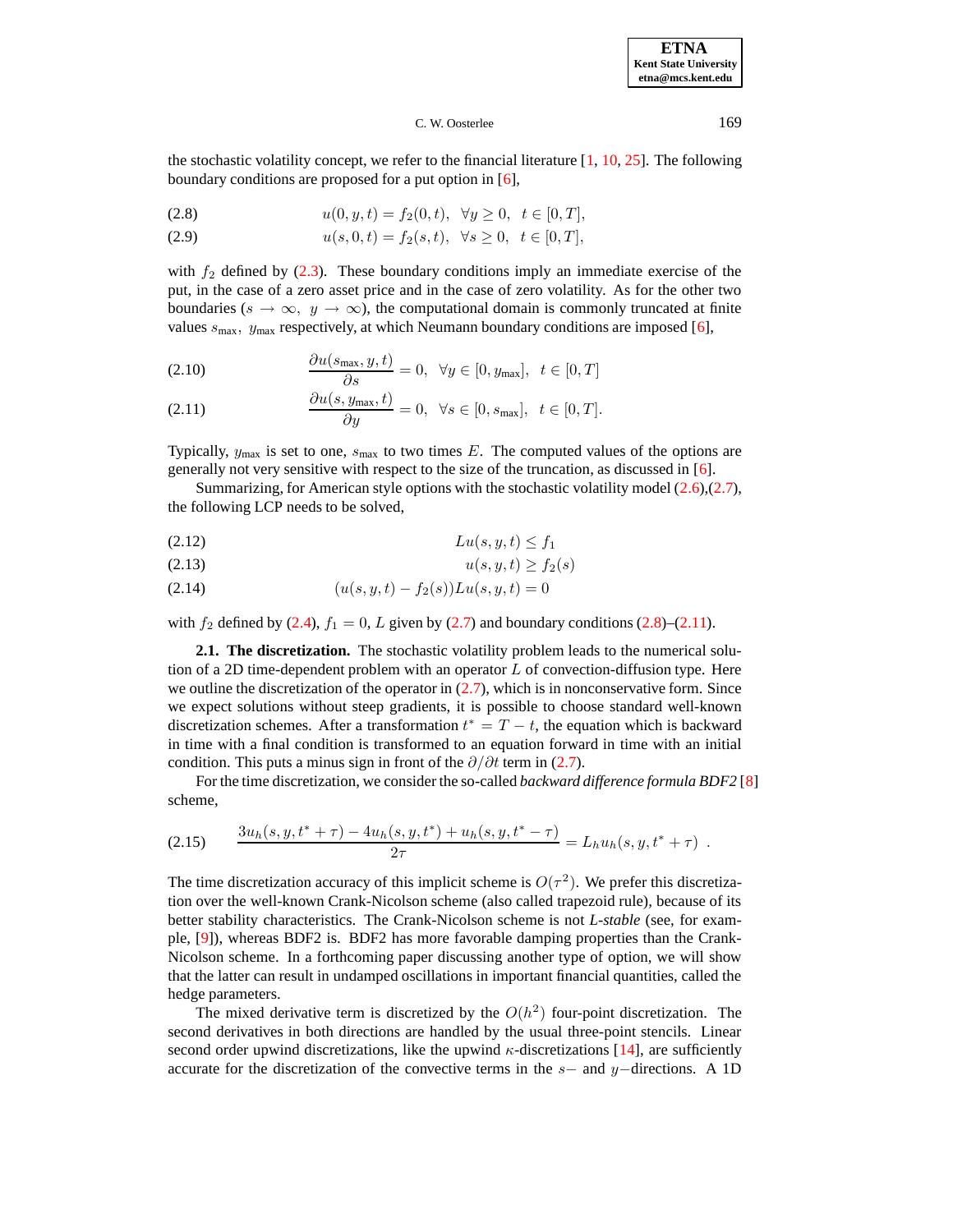the stochastic volatility concept, we refer to the financial literature [1, 10, 25]. The following boundary conditions are proposed for a put option in [6],

$$u(0, y, t) = f_2(0, t), \quad \forall y \geq 0, \quad t \in [0, T], \tag{2.8}$$

$$u(s, 0, t) = f_2(s, t), \quad \forall s \geq 0, \quad t \in [0, T], \tag{2.9}$$

with $f_2$ defined by (2.3). These boundary conditions imply an immediate exercise of the put, in the case of a zero asset price and in the case of zero volatility. As for the other two boundaries ($s \to \infty, \ y \to \infty$), the computational domain is commonly truncated at finite values $s_{\max}, \ y_{\max}$ respectively, at which Neumann boundary conditions are imposed [6],

$$\frac{\partial u(s_{\max}, y, t)}{\partial s} = 0, \quad \forall y \in [0, y_{\max}], \quad t \in [0, T] \tag{2.10}$$

$$\frac{\partial u(s, y_{\max}, t)}{\partial y} = 0, \quad \forall s \in [0, s_{\max}], \quad t \in [0, T]. \tag{2.11}$$

Typically, $y_{\max}$ is set to one, $s_{\max}$ to two times $E$. The computed values of the options are generally not very sensitive with respect to the size of the truncation, as discussed in [6].

Summarizing, for American style options with the stochastic volatility model (2.6),(2.7), the following LCP needs to be solved,

$$Lu(s, y, t) \leq f_1 \tag{2.12}$$

$$u(s, y, t) \geq f_2(s) \tag{2.13}$$

$$(u(s, y, t) - f_2(s))Lu(s, y, t) = 0 \tag{2.14}$$

with $f_2$ defined by (2.4), $f_1 = 0$, $L$ given by (2.7) and boundary conditions (2.8)–(2.11).

**2.1. The discretization.** The stochastic volatility problem leads to the numerical solution of a 2D time-dependent problem with an operator $L$ of convection-diffusion type. Here we outline the discretization of the operator in (2.7), which is in nonconservative form. Since we expect solutions without steep gradients, it is possible to choose standard well-known discretization schemes. After a transformation $t^* = T - t$, the equation which is backward in time with a final condition is transformed to an equation forward in time with an initial condition. This puts a minus sign in front of the $\partial/\partial t$ term in (2.7).

For the time discretization, we consider the so-called *backward difference formula BDF2* [8] scheme,

$$\frac{3u_h(s, y, t^* + \tau) - 4u_h(s, y, t^*) + u_h(s, y, t^* - \tau)}{2\tau} = L_h u_h(s, y, t^* + \tau) \ . \tag{2.15}$$

The time discretization accuracy of this implicit scheme is $O(\tau^2)$. We prefer this discretization over the well-known Crank-Nicolson scheme (also called trapezoid rule), because of its better stability characteristics. The Crank-Nicolson scheme is not *L-stable* (see, for example, [9]), whereas BDF2 is. BDF2 has more favorable damping properties than the Crank-Nicolson scheme. In a forthcoming paper discussing another type of option, we will show that the latter can result in undamped oscillations in important financial quantities, called the hedge parameters.

The mixed derivative term is discretized by the $O(h^2)$ four-point discretization. The second derivatives in both directions are handled by the usual three-point stencils. Linear second order upwind discretizations, like the upwind $\kappa$-discretizations [14], are sufficiently accurate for the discretization of the convective terms in the $s-$ and $y-$directions. A 1D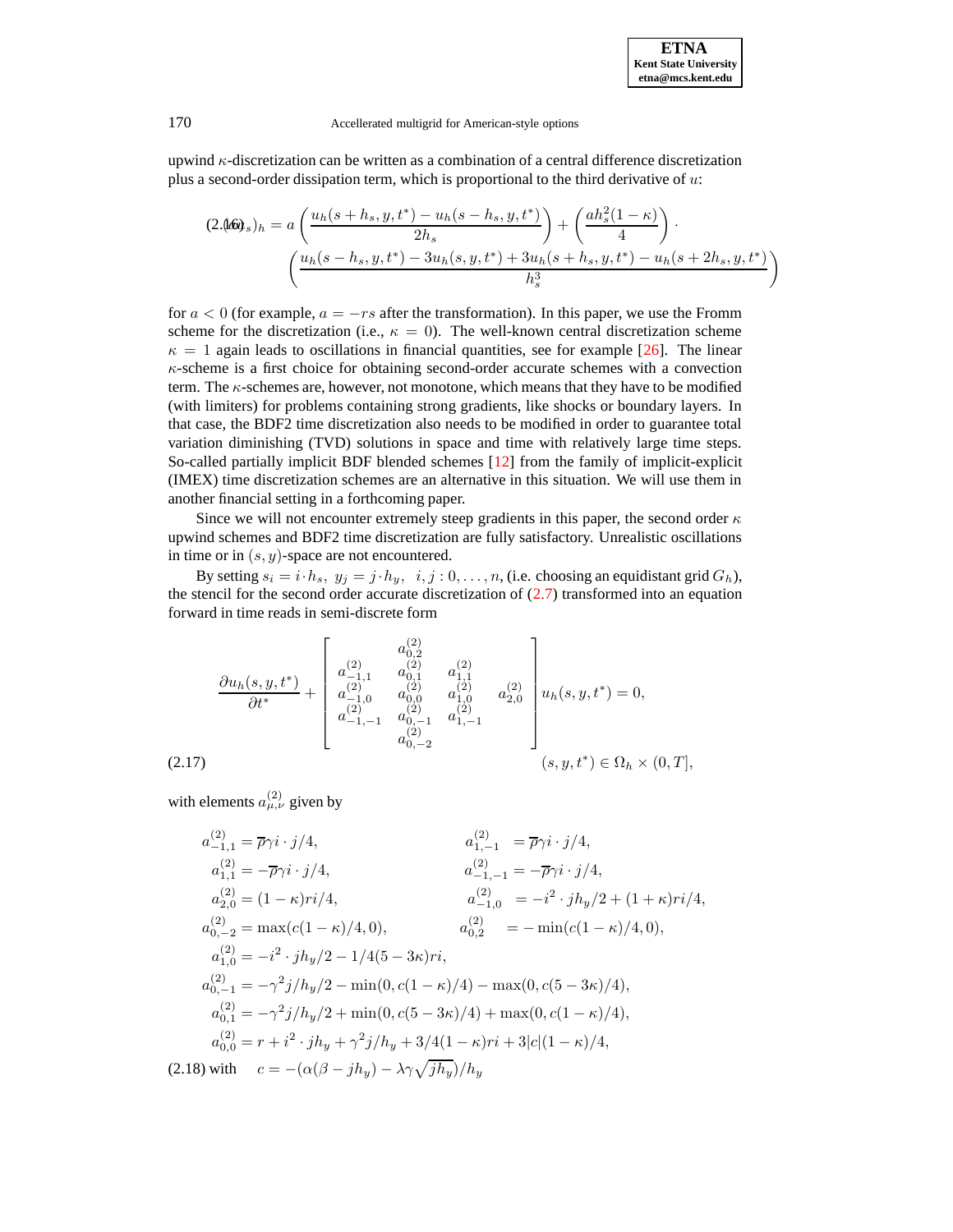upwind $\kappa$-discretization can be written as a combination of a central difference discretization plus a second-order dissipation term, which is proportional to the third derivative of $u$:

$$
(au_s)_h = a\left(\frac{u_h(s+h_s,y,t^*)-u_h(s-h_s,y,t^*)}{2h_s}\right)+\left(\frac{ah_s^2(1-\kappa)}{4}\right)\cdot \left(\frac{u_h(s-h_s,y,t^*)-3u_h(s,y,t^*)+3u_h(s+h_s,y,t^*)-u_h(s+2h_s,y,t^*)}{h_s^3}\right) \tag{2.16}
$$

for $a<0$ (for example, $a=-rs$ after the transformation). In this paper, we use the Fromm scheme for the discretization (i.e., $\kappa=0$). The well-known central discretization scheme $\kappa=1$ again leads to oscillations in financial quantities, see for example [26]. The linear $\kappa$-scheme is a first choice for obtaining second-order accurate schemes with a convection term. The $\kappa$-schemes are, however, not monotone, which means that they have to be modified (with limiters) for problems containing strong gradients, like shocks or boundary layers. In that case, the BDF2 time discretization also needs to be modified in order to guarantee total variation diminishing (TVD) solutions in space and time with relatively large time steps. So-called partially implicit BDF blended schemes [12] from the family of implicit-explicit (IMEX) time discretization schemes are an alternative in this situation. We will use them in another financial setting in a forthcoming paper.

Since we will not encounter extremely steep gradients in this paper, the second order $\kappa$ upwind schemes and BDF2 time discretization are fully satisfactory. Unrealistic oscillations in time or in $(s,y)$-space are not encountered.

By setting $s_i=i\cdot h_s,\ y_j=j\cdot h_y,\ \ i,j:0,\dots,n$, (i.e. choosing an equidistant grid $G_h$), the stencil for the second order accurate discretization of (2.7) transformed into an equation forward in time reads in semi-discrete form

$$
\frac{\partial u_h(s,y,t^*)}{\partial t^*}+\begin{bmatrix} & a^{(2)}_{0,2} & & \\ a^{(2)}_{-1,1} & a^{(2)}_{0,1} & a^{(2)}_{1,1} & \\ a^{(2)}_{-1,0} & a^{(2)}_{0,0} & a^{(2)}_{1,0} & a^{(2)}_{2,0} \\ a^{(2)}_{-1,-1} & a^{(2)}_{0,-1} & a^{(2)}_{1,-1} & \\ & a^{(2)}_{0,-2} & & \end{bmatrix} u_h(s,y,t^*)=0, \qquad (s,y,t^*)\in\Omega_h\times(0,T], \tag{2.17}
$$

with elements $a^{(2)}_{\mu,\nu}$ given by

$$
\begin{aligned}
a^{(2)}_{-1,1} &= \overline{\rho}\gamma i\cdot j/4, & a^{(2)}_{1,-1} &= \overline{\rho}\gamma i\cdot j/4,\\
a^{(2)}_{1,1} &= -\overline{\rho}\gamma i\cdot j/4, & a^{(2)}_{-1,-1} &= -\overline{\rho}\gamma i\cdot j/4,\\
a^{(2)}_{2,0} &= (1-\kappa)ri/4, & a^{(2)}_{-1,0} &= -i^2\cdot jh_y/2+(1+\kappa)ri/4,\\
a^{(2)}_{0,-2} &= \max(c(1-\kappa)/4,0), & a^{(2)}_{0,2} &= -\min(c(1-\kappa)/4,0),\\
a^{(2)}_{1,0} &= -i^2\cdot jh_y/2-1/4(5-3\kappa)ri, & &\\
a^{(2)}_{0,-1} &= -\gamma^2 j/h_y/2-\min(0,c(1-\kappa)/4)-\max(0,c(5-3\kappa)/4), & &\\
a^{(2)}_{0,1} &= -\gamma^2 j/h_y/2+\min(0,c(5-3\kappa)/4)+\max(0,c(1-\kappa)/4), & &\\
a^{(2)}_{0,0} &= r+i^2\cdot jh_y+\gamma^2 j/h_y+3/4(1-\kappa)ri+3|c|(1-\kappa)/4, & &
\end{aligned}
$$

(2.18) with $\quad c=-(\alpha(\beta-jh_y)-\lambda\gamma\sqrt{jh_y})/h_y$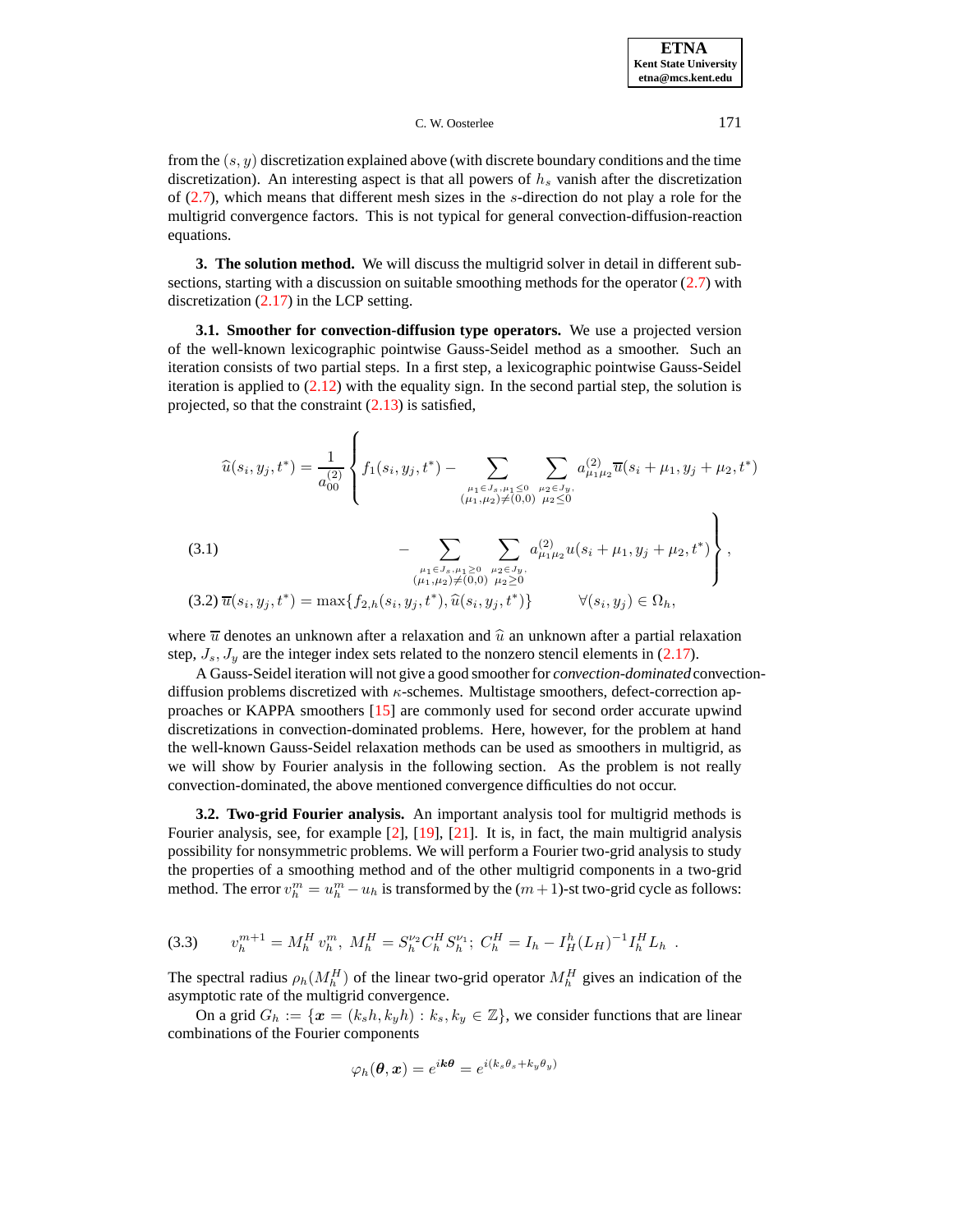from the $(s, y)$ discretization explained above (with discrete boundary conditions and the time discretization). An interesting aspect is that all powers of $h_s$ vanish after the discretization of (2.7), which means that different mesh sizes in the $s$-direction do not play a role for the multigrid convergence factors. This is not typical for general convection-diffusion-reaction equations.

## 3. The solution method.

We will discuss the multigrid solver in detail in different subsections, starting with a discussion on suitable smoothing methods for the operator (2.7) with discretization (2.17) in the LCP setting.

### 3.1. Smoother for convection-diffusion type operators.

We use a projected version of the well-known lexicographic pointwise Gauss-Seidel method as a smoother. Such an iteration consists of two partial steps. In a first step, a lexicographic pointwise Gauss-Seidel iteration is applied to (2.12) with the equality sign. In the second partial step, the solution is projected, so that the constraint (2.13) is satisfied,

$$
\widehat{u}(s_i, y_j, t^*) = \frac{1}{a_{00}^{(2)}} \left\{ f_1(s_i, y_j, t^*) - \sum_{\substack{\mu_1 \in J_s, \mu_1 \le 0 \\ (\mu_1,\mu_2) \neq (0,0)}} \sum_{\substack{\mu_2 \in J_y, \\ \mu_2 \le 0}} a_{\mu_1 \mu_2}^{(2)} \overline{u}(s_i + \mu_1, y_j + \mu_2, t^*) \right.
$$

$$
\left. - \sum_{\substack{\mu_1 \in J_s, \mu_1 \ge 0 \\ (\mu_1,\mu_2) \neq (0,0)}} \sum_{\substack{\mu_2 \in J_y, \\ \mu_2 \ge 0}} a_{\mu_1 \mu_2}^{(2)} u(s_i + \mu_1, y_j + \mu_2, t^*) \right\}, \tag{3.1}
$$

$$
\overline{u}(s_i, y_j, t^*) = \max\{f_{2,h}(s_i, y_j, t^*), \widehat{u}(s_i, y_j, t^*)\} \qquad \forall (s_i, y_j) \in \Omega_h, \tag{3.2}
$$

where $\overline{u}$ denotes an unknown after a relaxation and $\widehat{u}$ an unknown after a partial relaxation step, $J_s, J_y$ are the integer index sets related to the nonzero stencil elements in (2.17).

A Gauss-Seidel iteration will not give a good smoother for *convection-dominated* convection-diffusion problems discretized with $\kappa$-schemes. Multistage smoothers, defect-correction approaches or KAPPA smoothers [15] are commonly used for second order accurate upwind discretizations in convection-dominated problems. Here, however, for the problem at hand the well-known Gauss-Seidel relaxation methods can be used as smoothers in multigrid, as we will show by Fourier analysis in the following section. As the problem is not really convection-dominated, the above mentioned convergence difficulties do not occur.

### 3.2. Two-grid Fourier analysis.

An important analysis tool for multigrid methods is Fourier analysis, see, for example [2], [19], [21]. It is, in fact, the main multigrid analysis possibility for nonsymmetric problems. We will perform a Fourier two-grid analysis to study the properties of a smoothing method and of the other multigrid components in a two-grid method. The error $v_h^m = u_h^m - u_h$ is transformed by the $(m+1)$-st two-grid cycle as follows:

$$
v_h^{m+1} = M_h^H \, v_h^m, \; M_h^H = S_h^{\nu_2} C_h^H S_h^{\nu_1}; \; C_h^H = I_h - I_H^h (L_H)^{-1} I_h^H L_h \; . \tag{3.3}
$$

The spectral radius $\rho_h(M_h^H)$ of the linear two-grid operator $M_h^H$ gives an indication of the asymptotic rate of the multigrid convergence.

On a grid $G_h := \{\boldsymbol{x} = (k_s h, k_y h) : k_s, k_y \in \mathbb{Z}\}$, we consider functions that are linear combinations of the Fourier components

$$
\varphi_h(\boldsymbol{\theta}, \boldsymbol{x}) = e^{i\boldsymbol{k}\boldsymbol{\theta}} = e^{i(k_s\theta_s + k_y\theta_y)}
$$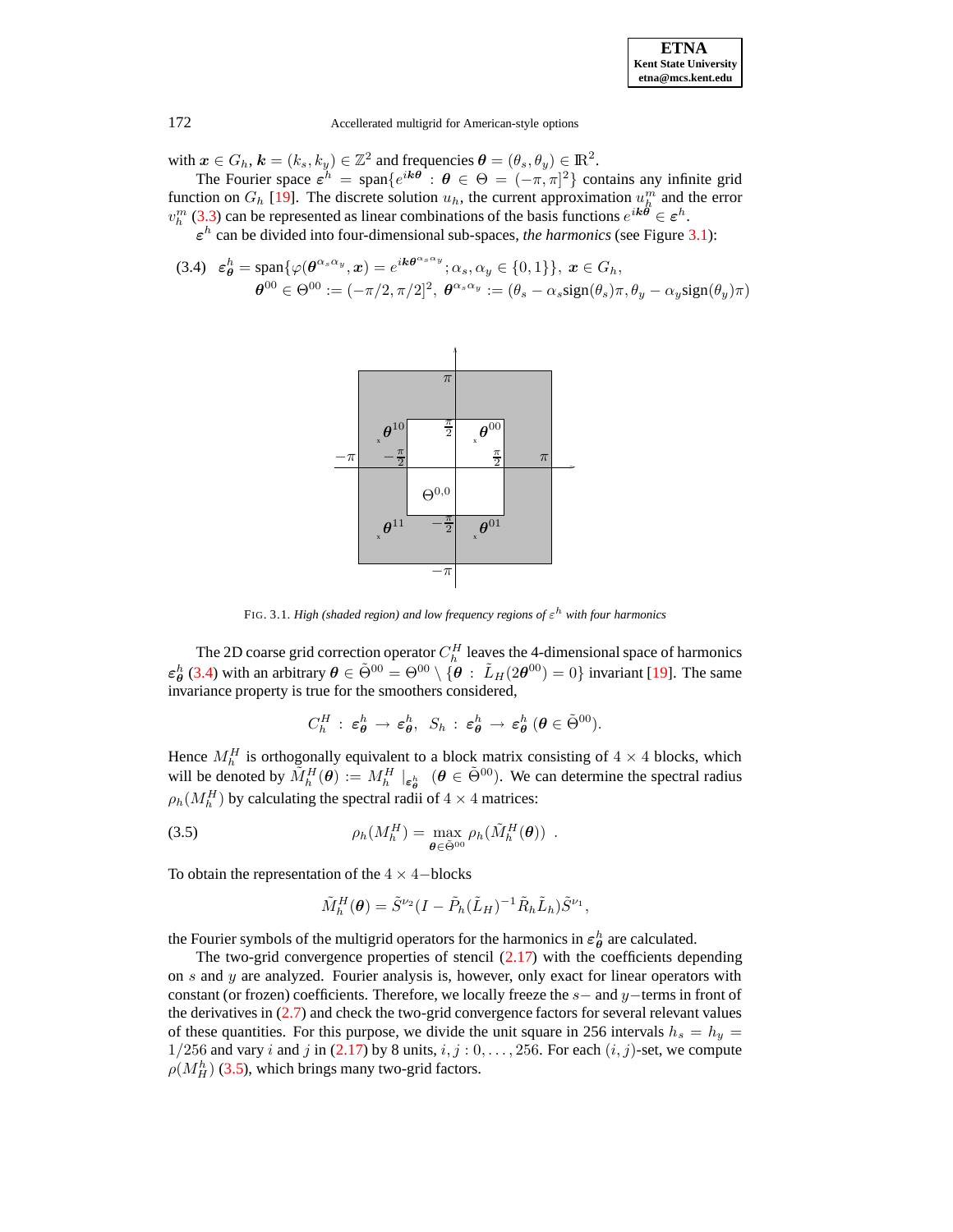with $\boldsymbol{x} \in G_h$, $\boldsymbol{k} = (k_s, k_y) \in \mathbb{Z}^2$ and frequencies $\boldsymbol{\theta} = (\theta_s, \theta_y) \in \mathbb{R}^2$.

The Fourier space $\boldsymbol{\varepsilon}^h = \text{span}\{e^{i\boldsymbol{k}\boldsymbol{\theta}} : \boldsymbol{\theta} \in \Theta = (-\pi, \pi]^2\}$ contains any infinite grid function on $G_h$ [19]. The discrete solution $u_h$, the current approximation $u_h^m$ and the error $v_h^m$ (3.3) can be represented as linear combinations of the basis functions $e^{i\boldsymbol{k}\boldsymbol{\theta}} \in \boldsymbol{\varepsilon}^h$.

$\boldsymbol{\varepsilon}^h$ can be divided into four-dimensional sub-spaces, *the harmonics* (see Figure 3.1):

$$
\begin{aligned}
(3.4)\quad \boldsymbol{\varepsilon}_{\boldsymbol{\theta}}^h &= \text{span}\{\varphi(\boldsymbol{\theta}^{\alpha_s\alpha_y}, \boldsymbol{x}) = e^{i\boldsymbol{k}\boldsymbol{\theta}^{\alpha_s\alpha_y}}; \alpha_s, \alpha_y \in \{0,1\}\},\ \boldsymbol{x} \in G_h,\\
&\boldsymbol{\theta}^{00} \in \Theta^{00} := (-\pi/2, \pi/2]^2,\ \boldsymbol{\theta}^{\alpha_s\alpha_y} := (\theta_s - \alpha_s \text{sign}(\theta_s)\pi, \theta_y - \alpha_y \text{sign}(\theta_y)\pi)
\end{aligned}
$$

FIG. 3.1. *High (shaded region) and low frequency regions of $\varepsilon^h$ with four harmonics*

The 2D coarse grid correction operator $C_h^H$ leaves the 4-dimensional space of harmonics $\boldsymbol{\varepsilon}_{\boldsymbol{\theta}}^h$ (3.4) with an arbitrary $\boldsymbol{\theta} \in \tilde{\Theta}^{00} = \Theta^{00} \setminus \{\boldsymbol{\theta} : \tilde{L}_H(2\boldsymbol{\theta}^{00}) = 0\}$ invariant [19]. The same invariance property is true for the smoothers considered,

$$
C_h^H : \boldsymbol{\varepsilon}_{\boldsymbol{\theta}}^h \to \boldsymbol{\varepsilon}_{\boldsymbol{\theta}}^h,\ \ S_h : \boldsymbol{\varepsilon}_{\boldsymbol{\theta}}^h \to \boldsymbol{\varepsilon}_{\boldsymbol{\theta}}^h\ (\boldsymbol{\theta} \in \tilde{\Theta}^{00}).
$$

Hence $M_h^H$ is orthogonally equivalent to a block matrix consisting of $4 \times 4$ blocks, which will be denoted by $\tilde{M}_h^H(\boldsymbol{\theta}) := M_h^H\ |_{\boldsymbol{\varepsilon}_{\boldsymbol{\theta}}^h}$ $(\boldsymbol{\theta} \in \tilde{\Theta}^{00})$. We can determine the spectral radius $\rho_h(M_h^H)$ by calculating the spectral radii of $4 \times 4$ matrices:

$$
(3.5)\qquad \rho_h(M_h^H) = \max_{\boldsymbol{\theta} \in \tilde{\Theta}^{00}} \rho_h(\tilde{M}_h^H(\boldsymbol{\theta}))\ .
$$

To obtain the representation of the $4 \times 4-$blocks

$$
\tilde{M}_h^H(\boldsymbol{\theta}) = \tilde{S}^{\nu_2}(I - \tilde{P}_h(\tilde{L}_H)^{-1}\tilde{R}_h\tilde{L}_h)\tilde{S}^{\nu_1},
$$

the Fourier symbols of the multigrid operators for the harmonics in $\boldsymbol{\varepsilon}_{\boldsymbol{\theta}}^h$ are calculated.

The two-grid convergence properties of stencil (2.17) with the coefficients depending on $s$ and $y$ are analyzed. Fourier analysis is, however, only exact for linear operators with constant (or frozen) coefficients. Therefore, we locally freeze the $s-$ and $y-$terms in front of the derivatives in (2.7) and check the two-grid convergence factors for several relevant values of these quantities. For this purpose, we divide the unit square in 256 intervals $h_s = h_y = 1/256$ and vary $i$ and $j$ in (2.17) by 8 units, $i, j : 0, \ldots, 256$. For each $(i, j)$-set, we compute $\rho(M_H^h)$ (3.5), which brings many two-grid factors.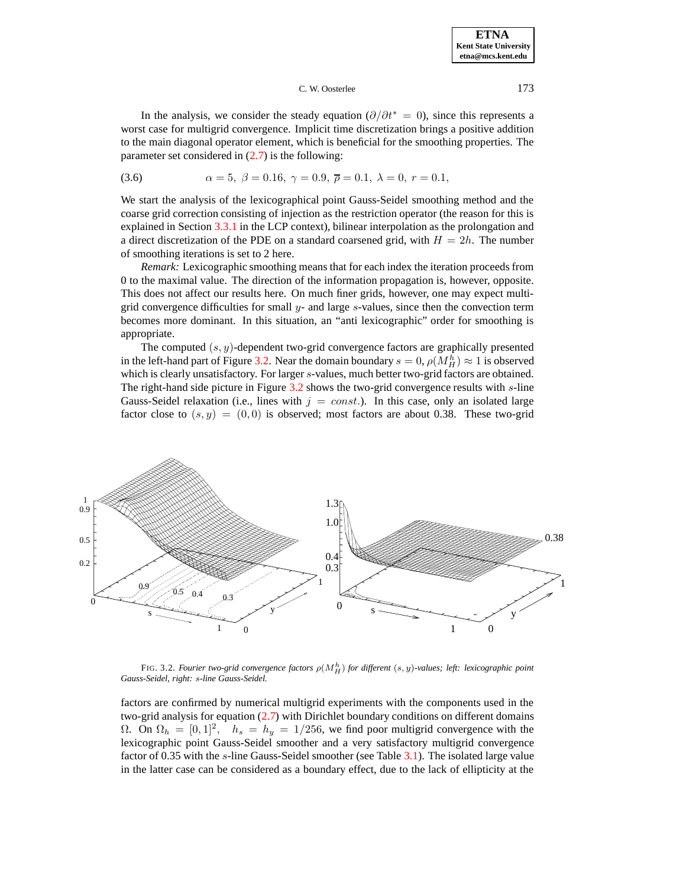In the analysis, we consider the steady equation ($\partial/\partial t^* = 0$), since this represents a worst case for multigrid convergence. Implicit time discretization brings a positive addition to the main diagonal operator element, which is beneficial for the smoothing properties. The parameter set considered in (2.7) is the following:

$$\alpha = 5,\ \beta = 0.16,\ \gamma = 0.9,\ \overline{\rho} = 0.1,\ \lambda = 0,\ r = 0.1, \tag{3.6}$$

We start the analysis of the lexicographical point Gauss-Seidel smoothing method and the coarse grid correction consisting of injection as the restriction operator (the reason for this is explained in Section 3.3.1 in the LCP context), bilinear interpolation as the prolongation and a direct discretization of the PDE on a standard coarsened grid, with $H = 2h$. The number of smoothing iterations is set to 2 here.

*Remark:* Lexicographic smoothing means that for each index the iteration proceeds from 0 to the maximal value. The direction of the information propagation is, however, opposite. This does not affect our results here. On much finer grids, however, one may expect multigrid convergence difficulties for small $y$- and large $s$-values, since then the convection term becomes more dominant. In this situation, an "anti lexicographic" order for smoothing is appropriate.

The computed $(s, y)$-dependent two-grid convergence factors are graphically presented in the left-hand part of Figure 3.2. Near the domain boundary $s = 0$, $\rho(M_H^h) \approx 1$ is observed which is clearly unsatisfactory. For larger $s$-values, much better two-grid factors are obtained. The right-hand side picture in Figure 3.2 shows the two-grid convergence results with $s$-line Gauss-Seidel relaxation (i.e., lines with $j = const.$). In this case, only an isolated large factor close to $(s, y) = (0, 0)$ is observed; most factors are about 0.38. These two-grid factors are confirmed by numerical multigrid experiments with the components used in the two-grid analysis for equation (2.7) with Dirichlet boundary conditions on different domains $\Omega$. On $\Omega_h = [0, 1]^2$, $h_s = h_y = 1/256$, we find poor multigrid convergence with the lexicographic point Gauss-Seidel smoother and a very satisfactory multigrid convergence factor of 0.35 with the $s$-line Gauss-Seidel smoother (see Table 3.1). The isolated large value in the latter case can be considered as a boundary effect, due to the lack of ellipticity at the

FIG. 3.2. *Fourier two-grid convergence factors $\rho(M_H^h)$ for different $(s, y)$-values; left: lexicographic point Gauss-Seidel, right: $s$-line Gauss-Seidel.*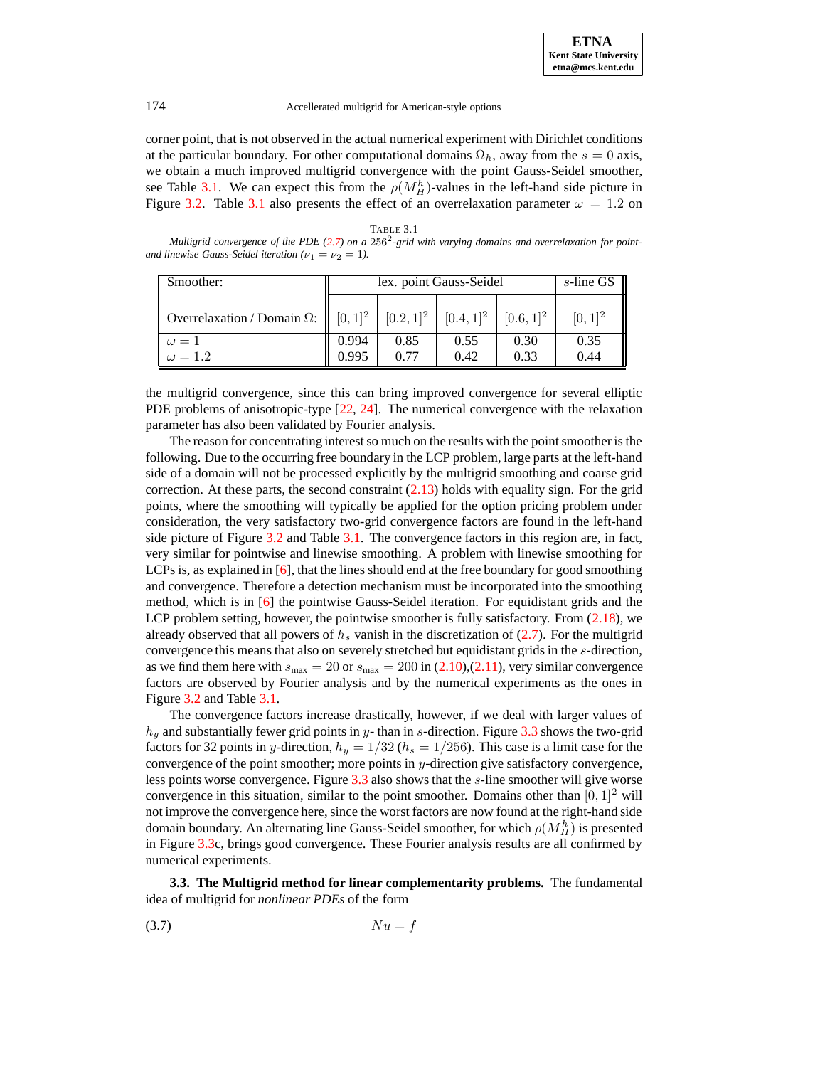corner point, that is not observed in the actual numerical experiment with Dirichlet conditions at the particular boundary. For other computational domains $\Omega_h$, away from the $s = 0$ axis, we obtain a much improved multigrid convergence with the point Gauss-Seidel smoother, see Table 3.1. We can expect this from the $\rho(M_H^h)$-values in the left-hand side picture in Figure 3.2. Table 3.1 also presents the effect of an overrelaxation parameter $\omega = 1.2$ on

TABLE 3.1
*Multigrid convergence of the PDE (2.7) on a $256^2$-grid with varying domains and overrelaxation for point- and linewise Gauss-Seidel iteration ($\nu_1 = \nu_2 = 1$).*

| Smoother: | lex. point Gauss-Seidel | | | | $s$-line GS |
|---|---|---|---|---|---|
| Overrelaxation / Domain $\Omega$: | $[0,1]^2$ | $[0.2,1]^2$ | $[0.4,1]^2$ | $[0.6,1]^2$ | $[0,1]^2$ |
| $\omega = 1$ | 0.994 | 0.85 | 0.55 | 0.30 | 0.35 |
| $\omega = 1.2$ | 0.995 | 0.77 | 0.42 | 0.33 | 0.44 |

the multigrid convergence, since this can bring improved convergence for several elliptic PDE problems of anisotropic-type [22, 24]. The numerical convergence with the relaxation parameter has also been validated by Fourier analysis.

The reason for concentrating interest so much on the results with the point smoother is the following. Due to the occurring free boundary in the LCP problem, large parts at the left-hand side of a domain will not be processed explicitly by the multigrid smoothing and coarse grid correction. At these parts, the second constraint (2.13) holds with equality sign. For the grid points, where the smoothing will typically be applied for the option pricing problem under consideration, the very satisfactory two-grid convergence factors are found in the left-hand side picture of Figure 3.2 and Table 3.1. The convergence factors in this region are, in fact, very similar for pointwise and linewise smoothing. A problem with linewise smoothing for LCPs is, as explained in [6], that the lines should end at the free boundary for good smoothing and convergence. Therefore a detection mechanism must be incorporated into the smoothing method, which is in [6] the pointwise Gauss-Seidel iteration. For equidistant grids and the LCP problem setting, however, the pointwise smoother is fully satisfactory. From (2.18), we already observed that all powers of $h_s$ vanish in the discretization of (2.7). For the multigrid convergence this means that also on severely stretched but equidistant grids in the $s$-direction, as we find them here with $s_{\text{max}} = 20$ or $s_{\text{max}} = 200$ in (2.10),(2.11), very similar convergence factors are observed by Fourier analysis and by the numerical experiments as the ones in Figure 3.2 and Table 3.1.

The convergence factors increase drastically, however, if we deal with larger values of $h_y$ and substantially fewer grid points in $y$- than in $s$-direction. Figure 3.3 shows the two-grid factors for 32 points in $y$-direction, $h_y = 1/32$ ($h_s = 1/256$). This case is a limit case for the convergence of the point smoother; more points in $y$-direction give satisfactory convergence, less points worse convergence. Figure 3.3 also shows that the $s$-line smoother will give worse convergence in this situation, similar to the point smoother. Domains other than $[0,1]^2$ will not improve the convergence here, since the worst factors are now found at the right-hand side domain boundary. An alternating line Gauss-Seidel smoother, for which $\rho(M_H^h)$ is presented in Figure 3.3c, brings good convergence. These Fourier analysis results are all confirmed by numerical experiments.

**3.3. The Multigrid method for linear complementarity problems.** The fundamental idea of multigrid for *nonlinear PDEs* of the form

$$Nu = f \tag{3.7}$$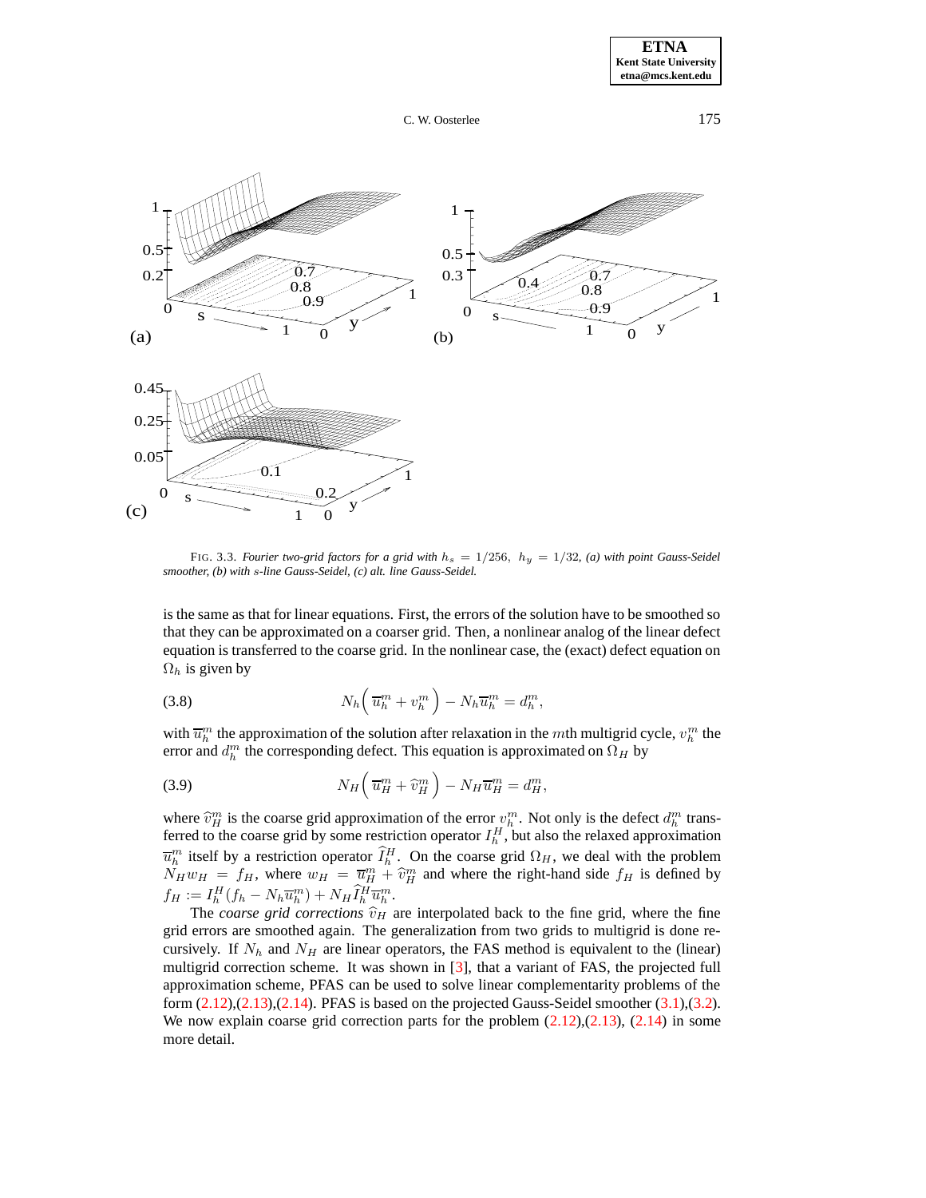FIG. 3.3. *Fourier two-grid factors for a grid with $h_s = 1/256,\ h_y = 1/32$, (a) with point Gauss-Seidel smoother, (b) with $s$-line Gauss-Seidel, (c) alt. line Gauss-Seidel.*

is the same as that for linear equations. First, the errors of the solution have to be smoothed so that they can be approximated on a coarser grid. Then, a nonlinear analog of the linear defect equation is transferred to the coarse grid. In the nonlinear case, the (exact) defect equation on $\Omega_h$ is given by

$$N_h\Big(\,\overline{u}_h^m + v_h^m\Big) - N_h\overline{u}_h^m = d_h^m, \tag{3.8}$$

with $\overline{u}_h^m$ the approximation of the solution after relaxation in the $m$th multigrid cycle, $v_h^m$ the error and $d_h^m$ the corresponding defect. This equation is approximated on $\Omega_H$ by

$$N_H\Big(\,\overline{u}_H^m + \widehat{v}_H^m\Big) - N_H\overline{u}_H^m = d_H^m, \tag{3.9}$$

where $\widehat{v}_H^m$ is the coarse grid approximation of the error $v_h^m$. Not only is the defect $d_h^m$ transferred to the coarse grid by some restriction operator $I_h^H$, but also the relaxed approximation $\overline{u}_h^m$ itself by a restriction operator $\widehat{I}_h^H$. On the coarse grid $\Omega_H$, we deal with the problem $N_H w_H = f_H$, where $w_H = \overline{u}_H^m + \widehat{v}_H^m$ and where the right-hand side $f_H$ is defined by $f_H := I_h^H(f_h - N_h\overline{u}_h^m) + N_H\widehat{I}_h^H\overline{u}_h^m$.

The *coarse grid corrections* $\widehat{v}_H$ are interpolated back to the fine grid, where the fine grid errors are smoothed again. The generalization from two grids to multigrid is done recursively. If $N_h$ and $N_H$ are linear operators, the FAS method is equivalent to the (linear) multigrid correction scheme. It was shown in [3], that a variant of FAS, the projected full approximation scheme, PFAS can be used to solve linear complementarity problems of the form (2.12),(2.13),(2.14). PFAS is based on the projected Gauss-Seidel smoother (3.1),(3.2). We now explain coarse grid correction parts for the problem (2.12),(2.13), (2.14) in some more detail.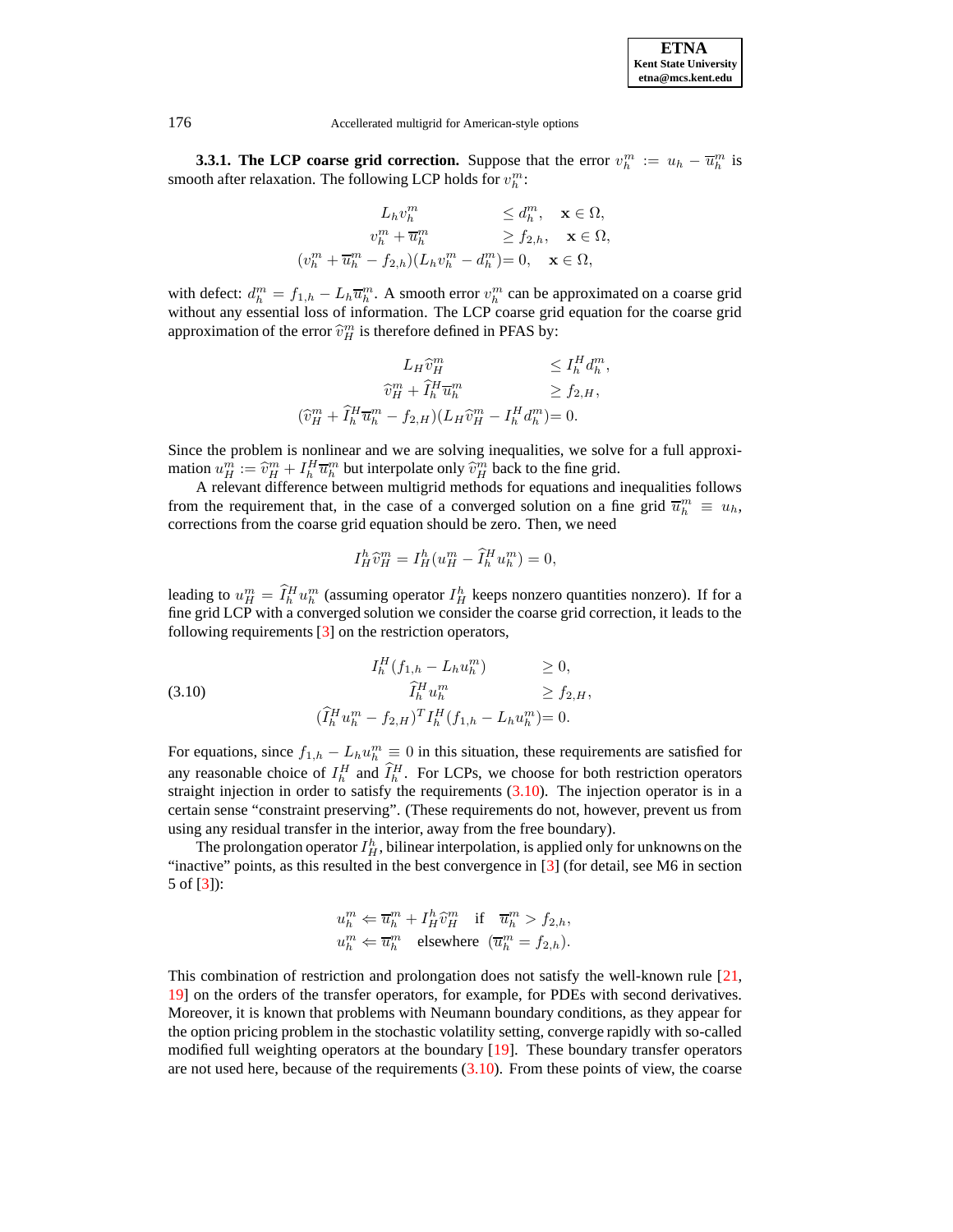**3.3.1. The LCP coarse grid correction.** Suppose that the error $v_h^m := u_h - \overline{u}_h^m$ is smooth after relaxation. The following LCP holds for $v_h^m$:

$$
\begin{aligned}
L_h v_h^m &\le d_h^m, \quad \mathbf{x} \in \Omega,\\
v_h^m + \overline{u}_h^m &\ge f_{2,h}, \quad \mathbf{x} \in \Omega,\\
(v_h^m + \overline{u}_h^m - f_{2,h})(L_h v_h^m - d_h^m) &= 0, \quad \mathbf{x} \in \Omega,
\end{aligned}
$$

with defect: $d_h^m = f_{1,h} - L_h \overline{u}_h^m$. A smooth error $v_h^m$ can be approximated on a coarse grid without any essential loss of information. The LCP coarse grid equation for the coarse grid approximation of the error $\widehat{v}_H^m$ is therefore defined in PFAS by:

$$
\begin{aligned}
L_H \widehat{v}_H^m &\le I_h^H d_h^m,\\
\widehat{v}_H^m + \widehat{I}_h^H \overline{u}_h^m &\ge f_{2,H},\\
(\widehat{v}_H^m + \widehat{I}_h^H \overline{u}_h^m - f_{2,H})(L_H \widehat{v}_H^m - I_h^H d_h^m) &= 0.
\end{aligned}
$$

Since the problem is nonlinear and we are solving inequalities, we solve for a full approximation $u_H^m := \widehat{v}_H^m + I_h^H \overline{u}_h^m$ but interpolate only $\widehat{v}_H^m$ back to the fine grid.

A relevant difference between multigrid methods for equations and inequalities follows from the requirement that, in the case of a converged solution on a fine grid $\overline{u}_h^m \equiv u_h$, corrections from the coarse grid equation should be zero. Then, we need

$$
I_H^h \widehat{v}_H^m = I_H^h (u_H^m - \widehat{I}_h^H u_h^m) = 0,
$$

leading to $u_H^m = \widehat{I}_h^H u_h^m$ (assuming operator $I_H^h$ keeps nonzero quantities nonzero). If for a fine grid LCP with a converged solution we consider the coarse grid correction, it leads to the following requirements [3] on the restriction operators,

$$
\begin{aligned}
I_h^H (f_{1,h} - L_h u_h^m) &\ge 0,\\
\widehat{I}_h^H u_h^m &\ge f_{2,H},\\
(\widehat{I}_h^H u_h^m - f_{2,H})^T I_h^H (f_{1,h} - L_h u_h^m) &= 0.
\end{aligned}
\tag{3.10}
$$

For equations, since $f_{1,h} - L_h u_h^m \equiv 0$ in this situation, these requirements are satisfied for any reasonable choice of $I_h^H$ and $\widehat{I}_h^H$. For LCPs, we choose for both restriction operators straight injection in order to satisfy the requirements (3.10). The injection operator is in a certain sense "constraint preserving". (These requirements do not, however, prevent us from using any residual transfer in the interior, away from the free boundary).

The prolongation operator $I_H^h$, bilinear interpolation, is applied only for unknowns on the "inactive" points, as this resulted in the best convergence in [3] (for detail, see M6 in section 5 of [3]):

$$
\begin{aligned}
u_h^m &\Leftarrow \overline{u}_h^m + I_H^h \widehat{v}_H^m \quad \text{if} \quad \overline{u}_h^m > f_{2,h},\\
u_h^m &\Leftarrow \overline{u}_h^m \quad \text{elsewhere} \quad (\overline{u}_h^m = f_{2,h}).
\end{aligned}
$$

This combination of restriction and prolongation does not satisfy the well-known rule [21, 19] on the orders of the transfer operators, for example, for PDEs with second derivatives. Moreover, it is known that problems with Neumann boundary conditions, as they appear for the option pricing problem in the stochastic volatility setting, converge rapidly with so-called modified full weighting operators at the boundary [19]. These boundary transfer operators are not used here, because of the requirements (3.10). From these points of view, the coarse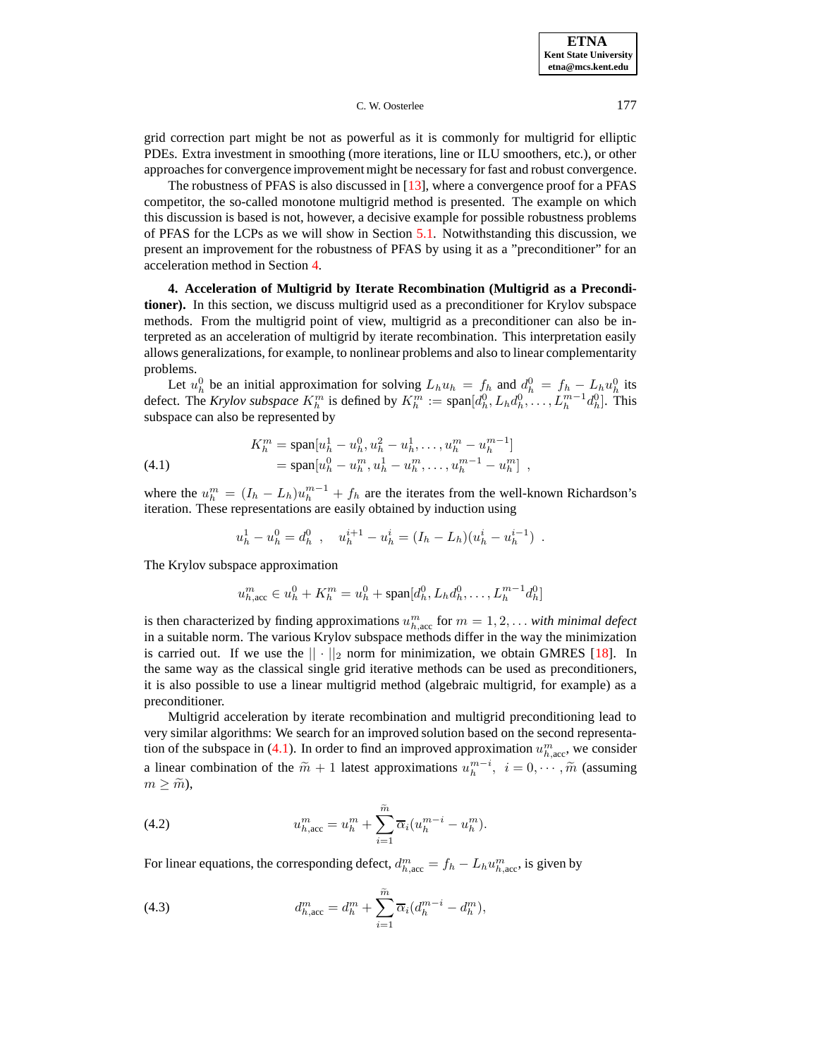grid correction part might be not as powerful as it is commonly for multigrid for elliptic PDEs. Extra investment in smoothing (more iterations, line or ILU smoothers, etc.), or other approaches for convergence improvement might be necessary for fast and robust convergence.

The robustness of PFAS is also discussed in [13], where a convergence proof for a PFAS competitor, the so-called monotone multigrid method is presented. The example on which this discussion is based is not, however, a decisive example for possible robustness problems of PFAS for the LCPs as we will show in Section 5.1. Notwithstanding this discussion, we present an improvement for the robustness of PFAS by using it as a "preconditioner" for an acceleration method in Section 4.

## 4. Acceleration of Multigrid by Iterate Recombination (Multigrid as a Preconditioner).

In this section, we discuss multigrid used as a preconditioner for Krylov subspace methods. From the multigrid point of view, multigrid as a preconditioner can also be interpreted as an acceleration of multigrid by iterate recombination. This interpretation easily allows generalizations, for example, to nonlinear problems and also to linear complementarity problems.

Let $u_h^0$ be an initial approximation for solving $L_h u_h = f_h$ and $d_h^0 = f_h - L_h u_h^0$ its defect. The *Krylov subspace* $K_h^m$ is defined by $K_h^m := \text{span}[d_h^0, L_h d_h^0, \ldots, L_h^{m-1} d_h^0]$. This subspace can also be represented by

$$
\begin{aligned}
K_h^m &= \text{span}[u_h^1 - u_h^0, u_h^2 - u_h^1, \ldots, u_h^m - u_h^{m-1}] \\
&= \text{span}[u_h^0 - u_h^m, u_h^1 - u_h^m, \ldots, u_h^{m-1} - u_h^m] \ ,
\end{aligned}
\tag{4.1}
$$

where the $u_h^m = (I_h - L_h)u_h^{m-1} + f_h$ are the iterates from the well-known Richardson's iteration. These representations are easily obtained by induction using

$$
u_h^1 - u_h^0 = d_h^0 \ , \quad u_h^{i+1} - u_h^i = (I_h - L_h)(u_h^i - u_h^{i-1}) \ .
$$

The Krylov subspace approximation

$$
u_{h,\text{acc}}^m \in u_h^0 + K_h^m = u_h^0 + \text{span}[d_h^0, L_h d_h^0, \ldots, L_h^{m-1} d_h^0]
$$

is then characterized by finding approximations $u_{h,\text{acc}}^m$ for $m = 1, 2, \ldots$ *with minimal defect* in a suitable norm. The various Krylov subspace methods differ in the way the minimization is carried out. If we use the $|| \cdot ||_2$ norm for minimization, we obtain GMRES [18]. In the same way as the classical single grid iterative methods can be used as preconditioners, it is also possible to use a linear multigrid method (algebraic multigrid, for example) as a preconditioner.

Multigrid acceleration by iterate recombination and multigrid preconditioning lead to very similar algorithms: We search for an improved solution based on the second representation of the subspace in (4.1). In order to find an improved approximation $u_{h,\text{acc}}^m$, we consider a linear combination of the $\widetilde{m} + 1$ latest approximations $u_h^{m-i}, \ i = 0, \cdots, \widetilde{m}$ (assuming $m \geq \widetilde{m}$),

$$
u_{h,\text{acc}}^m = u_h^m + \sum_{i=1}^{\widetilde{m}} \overline{\alpha}_i (u_h^{m-i} - u_h^m).
\tag{4.2}
$$

For linear equations, the corresponding defect, $d_{h,\text{acc}}^m = f_h - L_h u_{h,\text{acc}}^m$, is given by

$$
d_{h,\text{acc}}^m = d_h^m + \sum_{i=1}^{\widetilde{m}} \overline{\alpha}_i (d_h^{m-i} - d_h^m),
\tag{4.3}
$$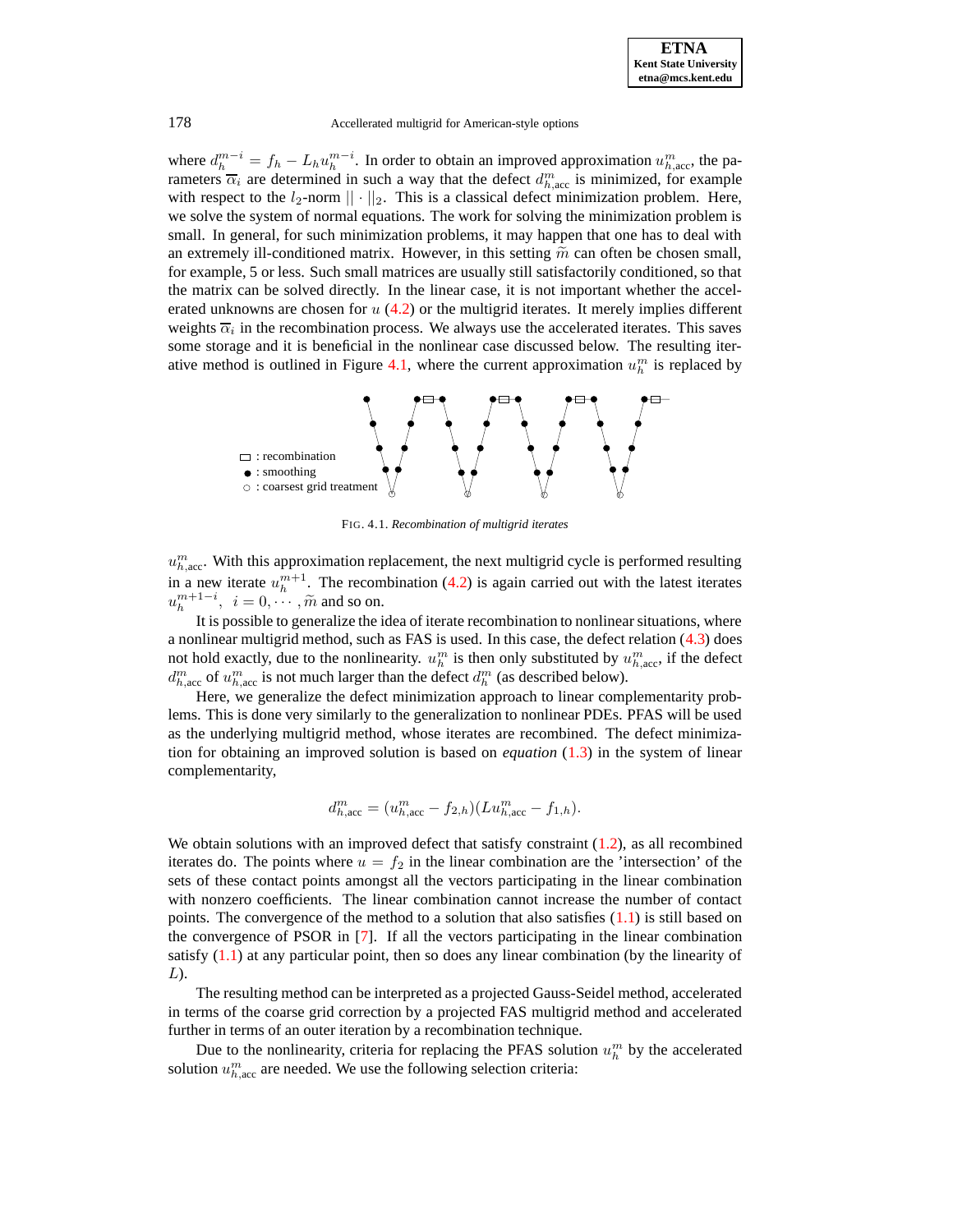where $d_h^{m-i} = f_h - L_h u_h^{m-i}$. In order to obtain an improved approximation $u_{h,\text{acc}}^m$, the parameters $\overline{\alpha}_i$ are determined in such a way that the defect $d_{h,\text{acc}}^m$ is minimized, for example with respect to the $l_2$-norm $|| \cdot ||_2$. This is a classical defect minimization problem. Here, we solve the system of normal equations. The work for solving the minimization problem is small. In general, for such minimization problems, it may happen that one has to deal with an extremely ill-conditioned matrix. However, in this setting $\widetilde{m}$ can often be chosen small, for example, 5 or less. Such small matrices are usually still satisfactorily conditioned, so that the matrix can be solved directly. In the linear case, it is not important whether the accelerated unknowns are chosen for $u$ (4.2) or the multigrid iterates. It merely implies different weights $\overline{\alpha}_i$ in the recombination process. We always use the accelerated iterates. This saves some storage and it is beneficial in the nonlinear case discussed below. The resulting iterative method is outlined in Figure 4.1, where the current approximation $u_h^m$ is replaced by

□ : recombination
● : smoothing
○ : coarsest grid treatment

FIG. 4.1. *Recombination of multigrid iterates*

$u_{h,\text{acc}}^m$. With this approximation replacement, the next multigrid cycle is performed resulting in a new iterate $u_h^{m+1}$. The recombination (4.2) is again carried out with the latest iterates $u_h^{m+1-i}, \;\; i = 0, \cdots, \widetilde{m}$ and so on.

It is possible to generalize the idea of iterate recombination to nonlinear situations, where a nonlinear multigrid method, such as FAS is used. In this case, the defect relation (4.3) does not hold exactly, due to the nonlinearity. $u_h^m$ is then only substituted by $u_{h,\text{acc}}^m$, if the defect $d_{h,\text{acc}}^m$ of $u_{h,\text{acc}}^m$ is not much larger than the defect $d_h^m$ (as described below).

Here, we generalize the defect minimization approach to linear complementarity problems. This is done very similarly to the generalization to nonlinear PDEs. PFAS will be used as the underlying multigrid method, whose iterates are recombined. The defect minimization for obtaining an improved solution is based on *equation* (1.3) in the system of linear complementarity,

$$d_{h,\text{acc}}^m = (u_{h,\text{acc}}^m - f_{2,h})(Lu_{h,\text{acc}}^m - f_{1,h}).$$

We obtain solutions with an improved defect that satisfy constraint (1.2), as all recombined iterates do. The points where $u = f_2$ in the linear combination are the 'intersection' of the sets of these contact points amongst all the vectors participating in the linear combination with nonzero coefficients. The linear combination cannot increase the number of contact points. The convergence of the method to a solution that also satisfies (1.1) is still based on the convergence of PSOR in [7]. If all the vectors participating in the linear combination satisfy (1.1) at any particular point, then so does any linear combination (by the linearity of $L$).

The resulting method can be interpreted as a projected Gauss-Seidel method, accelerated in terms of the coarse grid correction by a projected FAS multigrid method and accelerated further in terms of an outer iteration by a recombination technique.

Due to the nonlinearity, criteria for replacing the PFAS solution $u_h^m$ by the accelerated solution $u_{h,\text{acc}}^m$ are needed. We use the following selection criteria: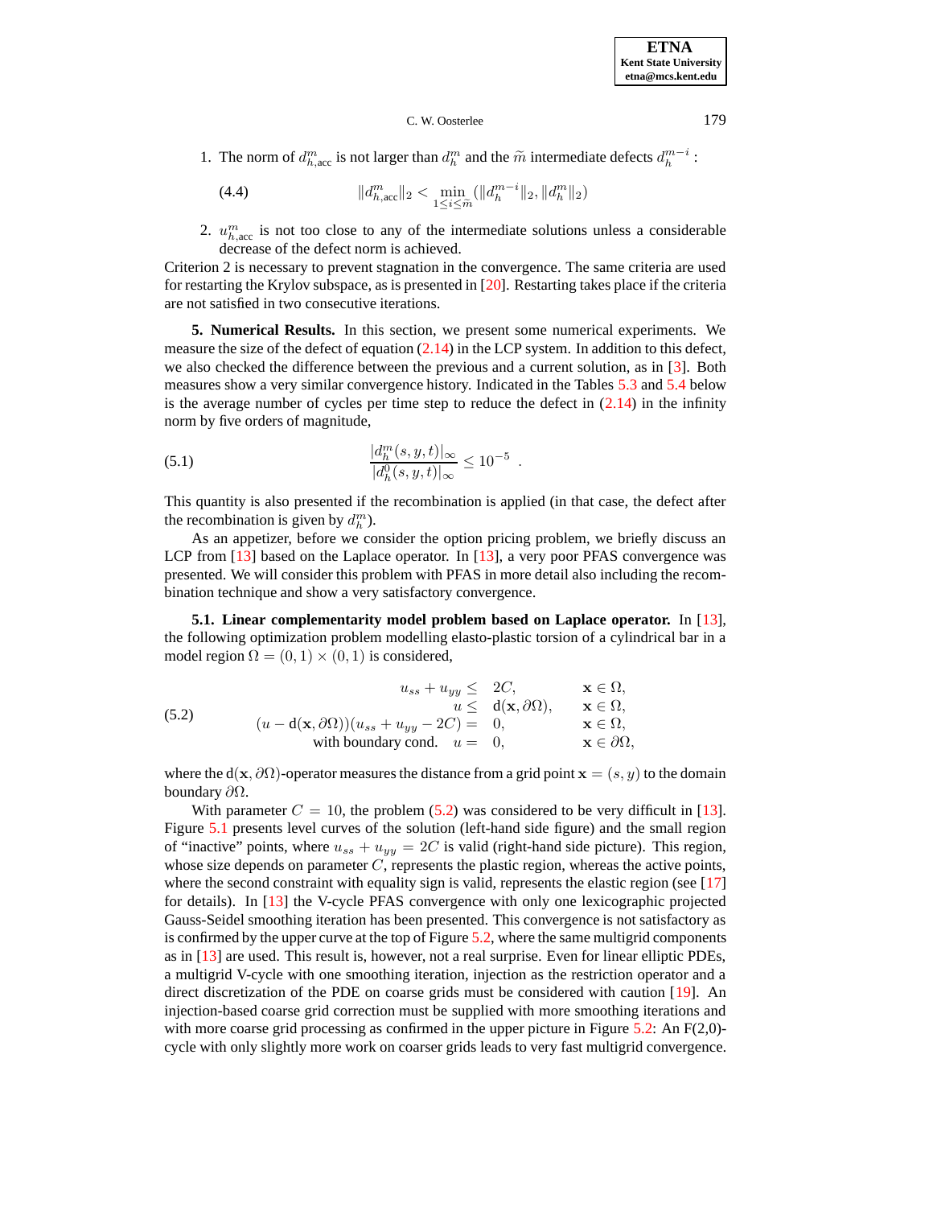1. The norm of $d^m_{h,\text{acc}}$ is not larger than $d^m_h$ and the $\widetilde{m}$ intermediate defects $d^{m-i}_h$ :

$$\|d^m_{h,\text{acc}}\|_2 < \min_{1\le i\le \widetilde{m}} (\|d^{m-i}_h\|_2, \|d^m_h\|_2) \tag{4.4}$$

2. $u^m_{h,\text{acc}}$ is not too close to any of the intermediate solutions unless a considerable decrease of the defect norm is achieved.

Criterion 2 is necessary to prevent stagnation in the convergence. The same criteria are used for restarting the Krylov subspace, as is presented in [20]. Restarting takes place if the criteria are not satisfied in two consecutive iterations.

## 5. Numerical Results.

In this section, we present some numerical experiments. We measure the size of the defect of equation (2.14) in the LCP system. In addition to this defect, we also checked the difference between the previous and a current solution, as in [3]. Both measures show a very similar convergence history. Indicated in the Tables 5.3 and 5.4 below is the average number of cycles per time step to reduce the defect in (2.14) in the infinity norm by five orders of magnitude,

$$\frac{|d^m_h(s,y,t)|_\infty}{|d^0_h(s,y,t)|_\infty} \le 10^{-5} \ . \tag{5.1}$$

This quantity is also presented if the recombination is applied (in that case, the defect after the recombination is given by $d^m_h$).

As an appetizer, before we consider the option pricing problem, we briefly discuss an LCP from [13] based on the Laplace operator. In [13], a very poor PFAS convergence was presented. We will consider this problem with PFAS in more detail also including the recombination technique and show a very satisfactory convergence.

### 5.1. Linear complementarity model problem based on Laplace operator.

In [13], the following optimization problem modelling elasto-plastic torsion of a cylindrical bar in a model region $\Omega = (0,1)\times(0,1)$ is considered,

$$\begin{aligned}
u_{ss} + u_{yy} &\le 2C, && \mathbf{x}\in\Omega,\\
u &\le \mathrm{d}(\mathbf{x},\partial\Omega), && \mathbf{x}\in\Omega,\\
(u - \mathrm{d}(\mathbf{x},\partial\Omega))(u_{ss}+u_{yy}-2C) &= 0, && \mathbf{x}\in\Omega,\\
\text{with boundary cond.}\quad u &= 0, && \mathbf{x}\in\partial\Omega,
\end{aligned} \tag{5.2}$$

where the $\mathrm{d}(\mathbf{x},\partial\Omega)$-operator measures the distance from a grid point $\mathbf{x} = (s,y)$ to the domain boundary $\partial\Omega$.

With parameter $C = 10$, the problem (5.2) was considered to be very difficult in [13]. Figure 5.1 presents level curves of the solution (left-hand side figure) and the small region of "inactive" points, where $u_{ss} + u_{yy} = 2C$ is valid (right-hand side picture). This region, whose size depends on parameter $C$, represents the plastic region, whereas the active points, where the second constraint with equality sign is valid, represents the elastic region (see [17] for details). In [13] the V-cycle PFAS convergence with only one lexicographic projected Gauss-Seidel smoothing iteration has been presented. This convergence is not satisfactory as is confirmed by the upper curve at the top of Figure 5.2, where the same multigrid components as in [13] are used. This result is, however, not a real surprise. Even for linear elliptic PDEs, a multigrid V-cycle with one smoothing iteration, injection as the restriction operator and a direct discretization of the PDE on coarse grids must be considered with caution [19]. An injection-based coarse grid correction must be supplied with more smoothing iterations and with more coarse grid processing as confirmed in the upper picture in Figure 5.2: An F(2,0)-cycle with only slightly more work on coarser grids leads to very fast multigrid convergence.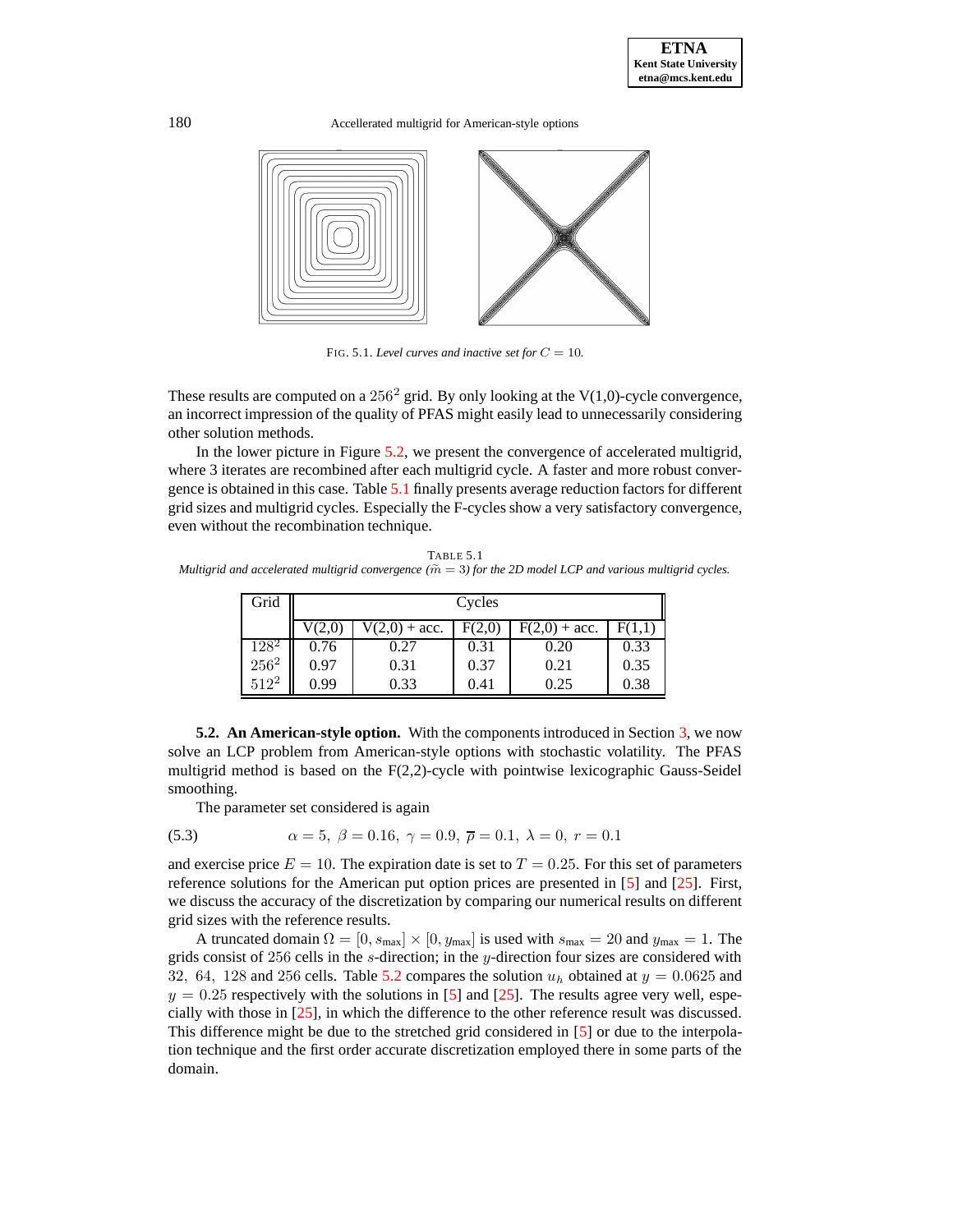FIG. 5.1. *Level curves and inactive set for $C = 10$.*

These results are computed on a $256^2$ grid. By only looking at the V(1,0)-cycle convergence, an incorrect impression of the quality of PFAS might easily lead to unnecessarily considering other solution methods.

In the lower picture in Figure 5.2, we present the convergence of accelerated multigrid, where 3 iterates are recombined after each multigrid cycle. A faster and more robust convergence is obtained in this case. Table 5.1 finally presents average reduction factors for different grid sizes and multigrid cycles. Especially the F-cycles show a very satisfactory convergence, even without the recombination technique.

TABLE 5.1
*Multigrid and accelerated multigrid convergence ($\widehat{m} = 3$) for the 2D model LCP and various multigrid cycles.*

| Grid | Cycles | | | | |
|---|---|---|---|---|---|
| | V(2,0) | V(2,0) + acc. | F(2,0) | F(2,0) + acc. | F(1,1) |
| $128^2$ | 0.76 | 0.27 | 0.31 | 0.20 | 0.33 |
| $256^2$ | 0.97 | 0.31 | 0.37 | 0.21 | 0.35 |
| $512^2$ | 0.99 | 0.33 | 0.41 | 0.25 | 0.38 |

**5.2. An American-style option.** With the components introduced in Section 3, we now solve an LCP problem from American-style options with stochastic volatility. The PFAS multigrid method is based on the F(2,2)-cycle with pointwise lexicographic Gauss-Seidel smoothing.

The parameter set considered is again

$$\alpha = 5,\ \beta = 0.16,\ \gamma = 0.9,\ \overline{p} = 0.1,\ \lambda = 0,\ r = 0.1 \tag{5.3}$$

and exercise price $E = 10$. The expiration date is set to $T = 0.25$. For this set of parameters reference solutions for the American put option prices are presented in [5] and [25]. First, we discuss the accuracy of the discretization by comparing our numerical results on different grid sizes with the reference results.

A truncated domain $\Omega = [0, s_{\text{max}}] \times [0, y_{\text{max}}]$ is used with $s_{\text{max}} = 20$ and $y_{\text{max}} = 1$. The grids consist of 256 cells in the $s$-direction; in the $y$-direction four sizes are considered with $32,\ 64,\ 128$ and 256 cells. Table 5.2 compares the solution $u_h$ obtained at $y = 0.0625$ and $y = 0.25$ respectively with the solutions in [5] and [25]. The results agree very well, especially with those in [25], in which the difference to the other reference result was discussed. This difference might be due to the stretched grid considered in [5] or due to the interpolation technique and the first order accurate discretization employed there in some parts of the domain.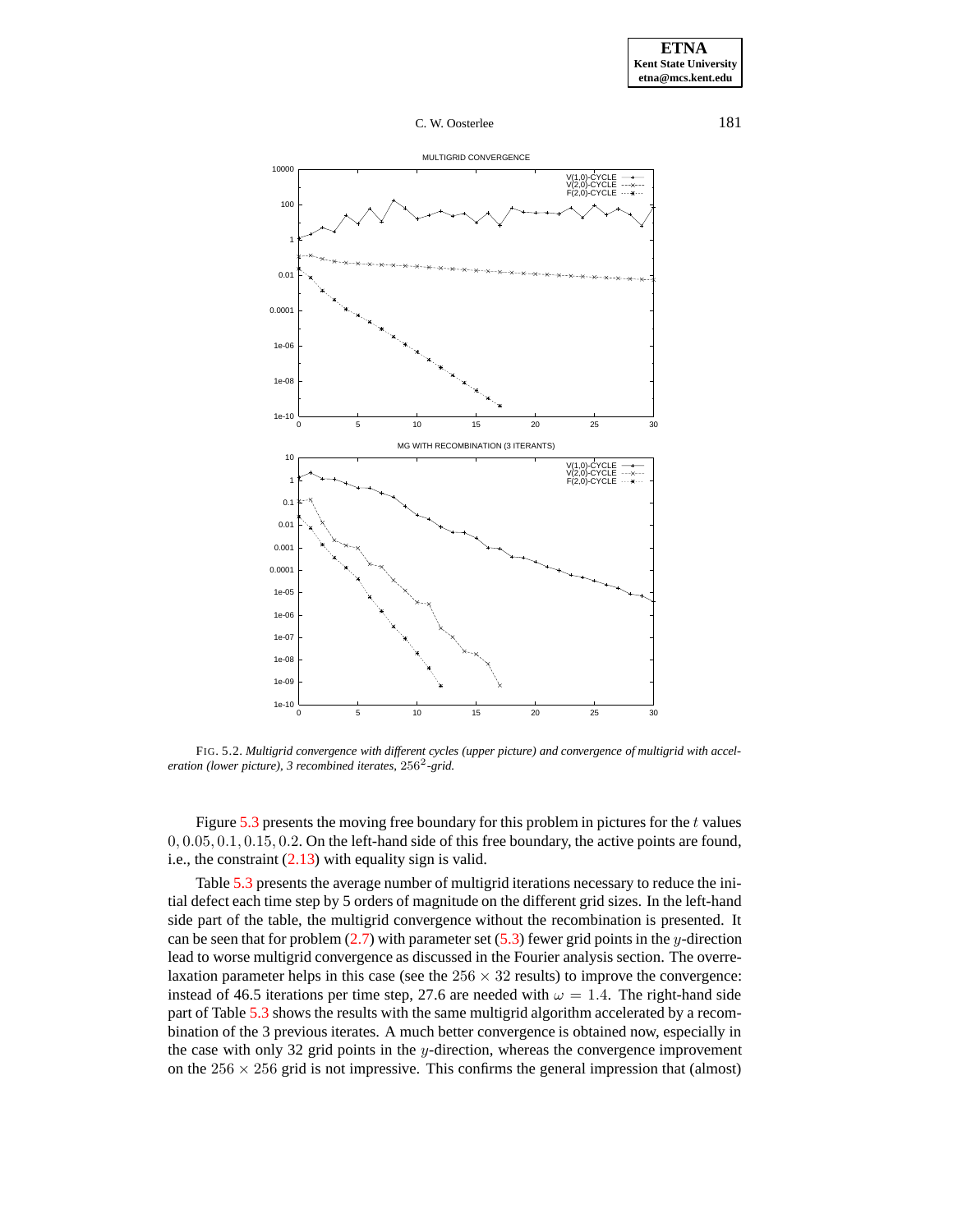FIG. 5.2. *Multigrid convergence with different cycles (upper picture) and convergence of multigrid with acceleration (lower picture), 3 recombined iterates,* $256^2$*-grid.*

Figure 5.3 presents the moving free boundary for this problem in pictures for the $t$ values $0, 0.05, 0.1, 0.15, 0.2$. On the left-hand side of this free boundary, the active points are found, i.e., the constraint (2.13) with equality sign is valid.

Table 5.3 presents the average number of multigrid iterations necessary to reduce the initial defect each time step by 5 orders of magnitude on the different grid sizes. In the left-hand side part of the table, the multigrid convergence without the recombination is presented. It can be seen that for problem (2.7) with parameter set (5.3) fewer grid points in the $y$-direction lead to worse multigrid convergence as discussed in the Fourier analysis section. The overrelaxation parameter helps in this case (see the $256 \times 32$ results) to improve the convergence: instead of 46.5 iterations per time step, 27.6 are needed with $\omega = 1.4$. The right-hand side part of Table 5.3 shows the results with the same multigrid algorithm accelerated by a recombination of the 3 previous iterates. A much better convergence is obtained now, especially in the case with only 32 grid points in the $y$-direction, whereas the convergence improvement on the $256 \times 256$ grid is not impressive. This confirms the general impression that (almost)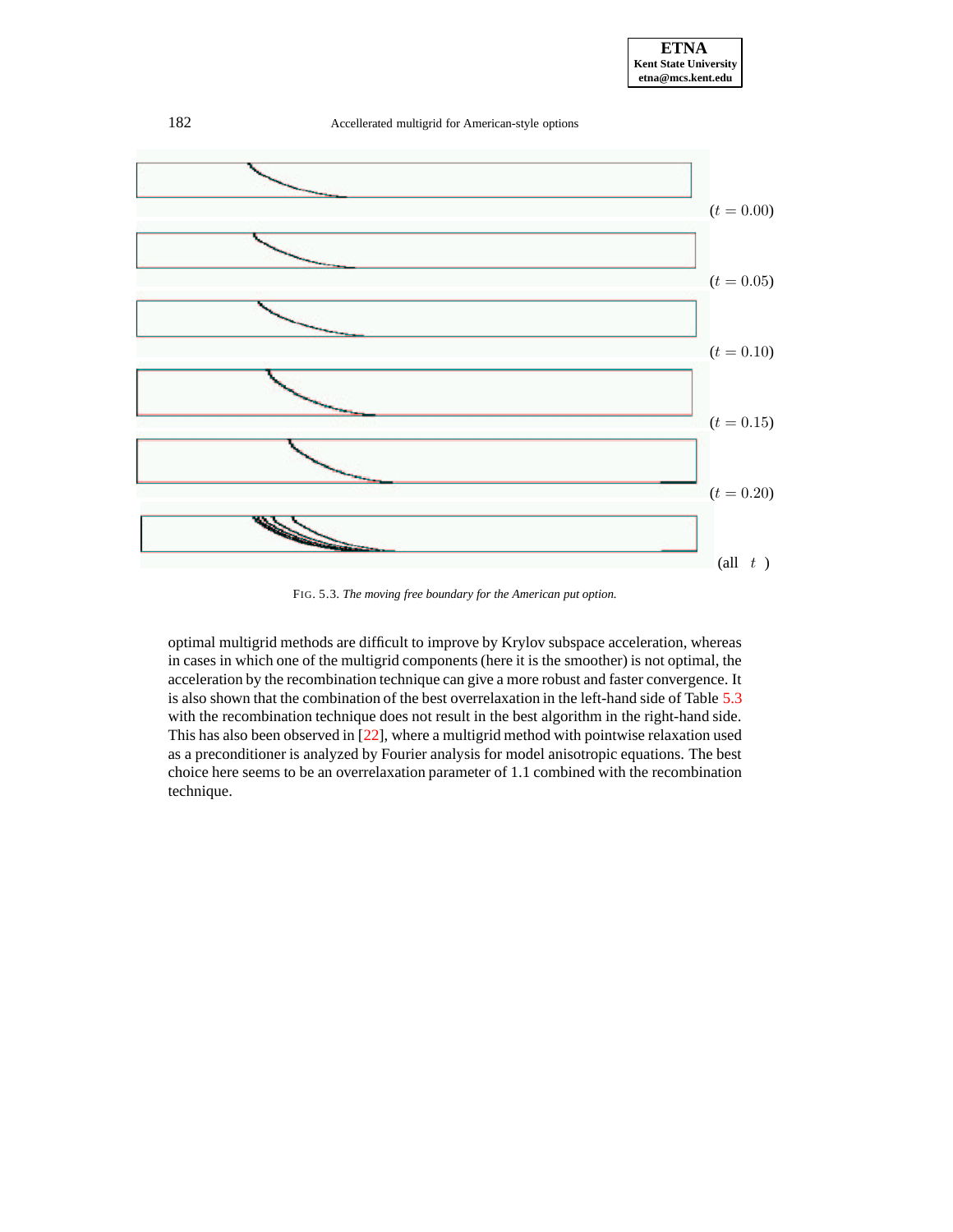$(t = 0.00)$

$(t = 0.05)$

$(t = 0.10)$

$(t = 0.15)$

$(t = 0.20)$

(all $t$)

FIG. 5.3. *The moving free boundary for the American put option.*

optimal multigrid methods are difficult to improve by Krylov subspace acceleration, whereas in cases in which one of the multigrid components (here it is the smoother) is not optimal, the acceleration by the recombination technique can give a more robust and faster convergence. It is also shown that the combination of the best overrelaxation in the left-hand side of Table 5.3 with the recombination technique does not result in the best algorithm in the right-hand side. This has also been observed in [22], where a multigrid method with pointwise relaxation used as a preconditioner is analyzed by Fourier analysis for model anisotropic equations. The best choice here seems to be an overrelaxation parameter of 1.1 combined with the recombination technique.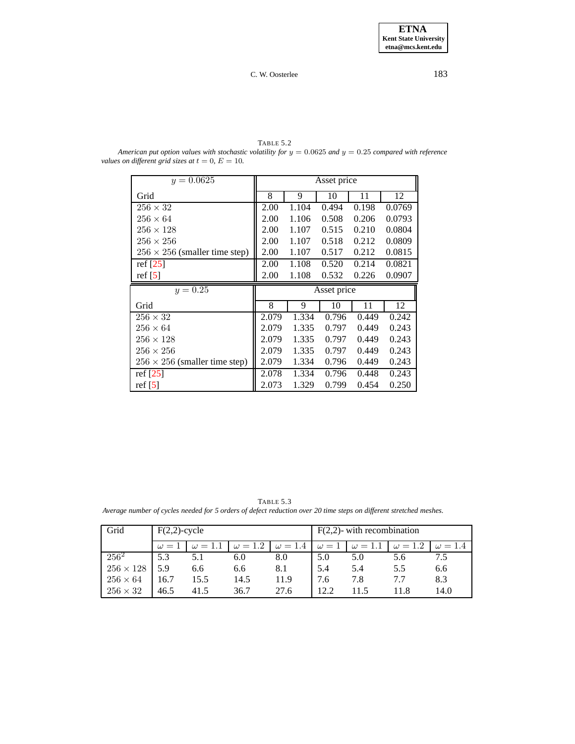TABLE 5.2
*American put option values with stochastic volatility for $y = 0.0625$ and $y = 0.25$ compared with reference values on different grid sizes at $t = 0$, $E = 10$.*

| $y = 0.0625$ | Asset price | | | | |
|---|---|---|---|---|---|
| Grid | 8 | 9 | 10 | 11 | 12 |
| $256 \times 32$ | 2.00 | 1.104 | 0.494 | 0.198 | 0.0769 |
| $256 \times 64$ | 2.00 | 1.106 | 0.508 | 0.206 | 0.0793 |
| $256 \times 128$ | 2.00 | 1.107 | 0.515 | 0.210 | 0.0804 |
| $256 \times 256$ | 2.00 | 1.107 | 0.518 | 0.212 | 0.0809 |
| $256 \times 256$ (smaller time step) | 2.00 | 1.107 | 0.517 | 0.212 | 0.0815 |
| ref [25] | 2.00 | 1.108 | 0.520 | 0.214 | 0.0821 |
| ref [5] | 2.00 | 1.108 | 0.532 | 0.226 | 0.0907 |
| $y = 0.25$ | Asset price | | | | |
| Grid | 8 | 9 | 10 | 11 | 12 |
| $256 \times 32$ | 2.079 | 1.334 | 0.796 | 0.449 | 0.242 |
| $256 \times 64$ | 2.079 | 1.335 | 0.797 | 0.449 | 0.243 |
| $256 \times 128$ | 2.079 | 1.335 | 0.797 | 0.449 | 0.243 |
| $256 \times 256$ | 2.079 | 1.335 | 0.797 | 0.449 | 0.243 |
| $256 \times 256$ (smaller time step) | 2.079 | 1.334 | 0.796 | 0.449 | 0.243 |
| ref [25] | 2.078 | 1.334 | 0.796 | 0.448 | 0.243 |
| ref [5] | 2.073 | 1.329 | 0.799 | 0.454 | 0.250 |

TABLE 5.3
*Average number of cycles needed for 5 orders of defect reduction over 20 time steps on different stretched meshes.*

| Grid | F(2,2)-cycle | | | | F(2,2)- with recombination | | | |
|---|---|---|---|---|---|---|---|---|
| | $\omega = 1$ | $\omega = 1.1$ | $\omega = 1.2$ | $\omega = 1.4$ | $\omega = 1$ | $\omega = 1.1$ | $\omega = 1.2$ | $\omega = 1.4$ |
| $256^2$ | 5.3 | 5.1 | 6.0 | 8.0 | 5.0 | 5.0 | 5.6 | 7.5 |
| $256 \times 128$ | 5.9 | 6.6 | 6.6 | 8.1 | 5.4 | 5.4 | 5.5 | 6.6 |
| $256 \times 64$ | 16.7 | 15.5 | 14.5 | 11.9 | 7.6 | 7.8 | 7.7 | 8.3 |
| $256 \times 32$ | 46.5 | 41.5 | 36.7 | 27.6 | 12.2 | 11.5 | 11.8 | 14.0 |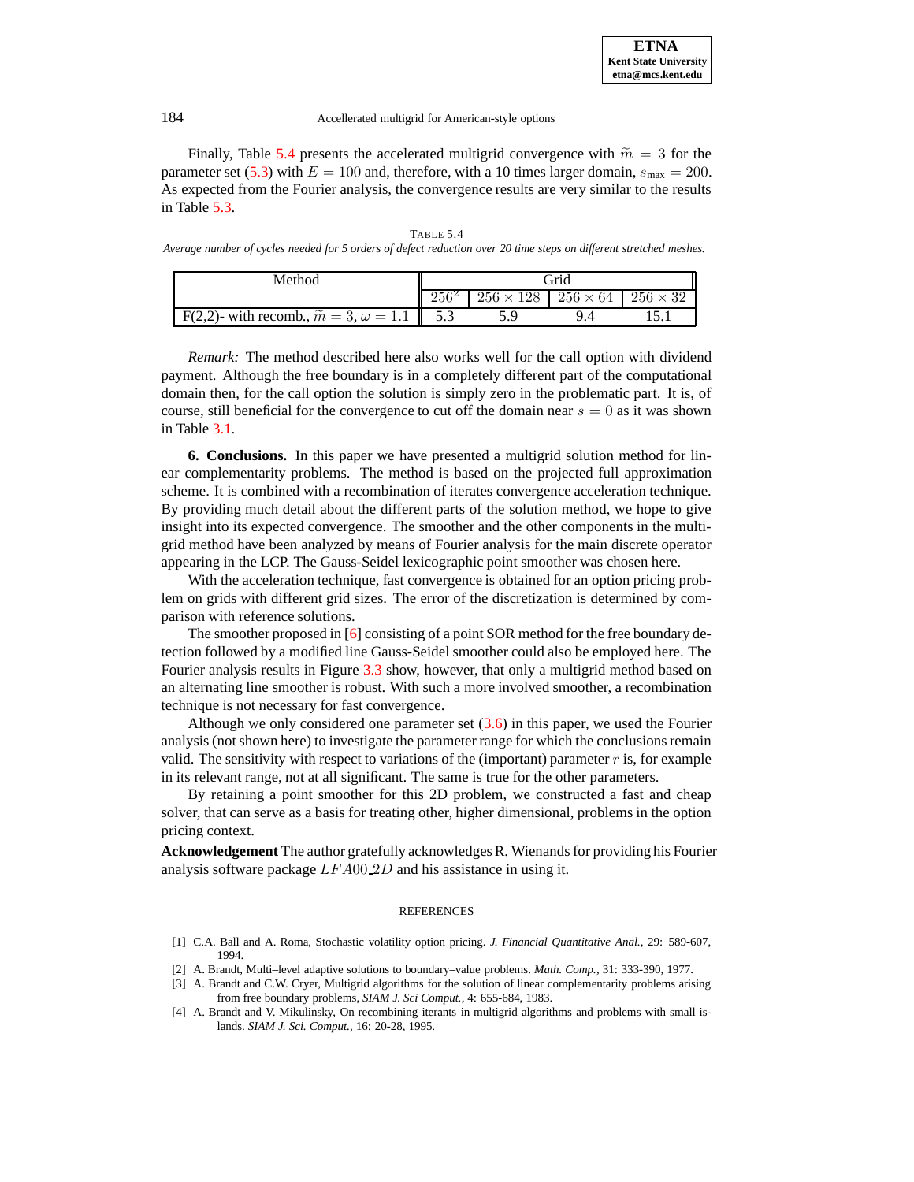Finally, Table 5.4 presents the accelerated multigrid convergence with $\widetilde{m} = 3$ for the parameter set (5.3) with $E = 100$ and, therefore, with a 10 times larger domain, $s_{\max} = 200$. As expected from the Fourier analysis, the convergence results are very similar to the results in Table 5.3.

TABLE 5.4
*Average number of cycles needed for 5 orders of defect reduction over 20 time steps on different stretched meshes.*

| Method | Grid | | | |
|---|---|---|---|---|
| | $256^2$ | $256 \times 128$ | $256 \times 64$ | $256 \times 32$ |
| F(2,2)- with recomb., $\widetilde{m} = 3$, $\omega = 1.1$ | 5.3 | 5.9 | 9.4 | 15.1 |

*Remark:* The method described here also works well for the call option with dividend payment. Although the free boundary is in a completely different part of the computational domain then, for the call option the solution is simply zero in the problematic part. It is, of course, still beneficial for the convergence to cut off the domain near $s = 0$ as it was shown in Table 3.1.

**6. Conclusions.** In this paper we have presented a multigrid solution method for linear complementarity problems. The method is based on the projected full approximation scheme. It is combined with a recombination of iterates convergence acceleration technique. By providing much detail about the different parts of the solution method, we hope to give insight into its expected convergence. The smoother and the other components in the multigrid method have been analyzed by means of Fourier analysis for the main discrete operator appearing in the LCP. The Gauss-Seidel lexicographic point smoother was chosen here.

With the acceleration technique, fast convergence is obtained for an option pricing problem on grids with different grid sizes. The error of the discretization is determined by comparison with reference solutions.

The smoother proposed in [6] consisting of a point SOR method for the free boundary detection followed by a modified line Gauss-Seidel smoother could also be employed here. The Fourier analysis results in Figure 3.3 show, however, that only a multigrid method based on an alternating line smoother is robust. With such a more involved smoother, a recombination technique is not necessary for fast convergence.

Although we only considered one parameter set (3.6) in this paper, we used the Fourier analysis (not shown here) to investigate the parameter range for which the conclusions remain valid. The sensitivity with respect to variations of the (important) parameter $r$ is, for example in its relevant range, not at all significant. The same is true for the other parameters.

By retaining a point smoother for this 2D problem, we constructed a fast and cheap solver, that can serve as a basis for treating other, higher dimensional, problems in the option pricing context.

**Acknowledgement** The author gratefully acknowledges R. Wienands for providing his Fourier analysis software package $LFA00\_2D$ and his assistance in using it.

## REFERENCES

[1] C.A. Ball and A. Roma, Stochastic volatility option pricing. *J. Financial Quantitative Anal.*, 29: 589-607, 1994.

[2] A. Brandt, Multi–level adaptive solutions to boundary–value problems. *Math. Comp.*, 31: 333-390, 1977.

[3] A. Brandt and C.W. Cryer, Multigrid algorithms for the solution of linear complementarity problems arising from free boundary problems, *SIAM J. Sci Comput.*, 4: 655-684, 1983.

[4] A. Brandt and V. Mikulinsky, On recombining iterants in multigrid algorithms and problems with small islands. *SIAM J. Sci. Comput.*, 16: 20-28, 1995.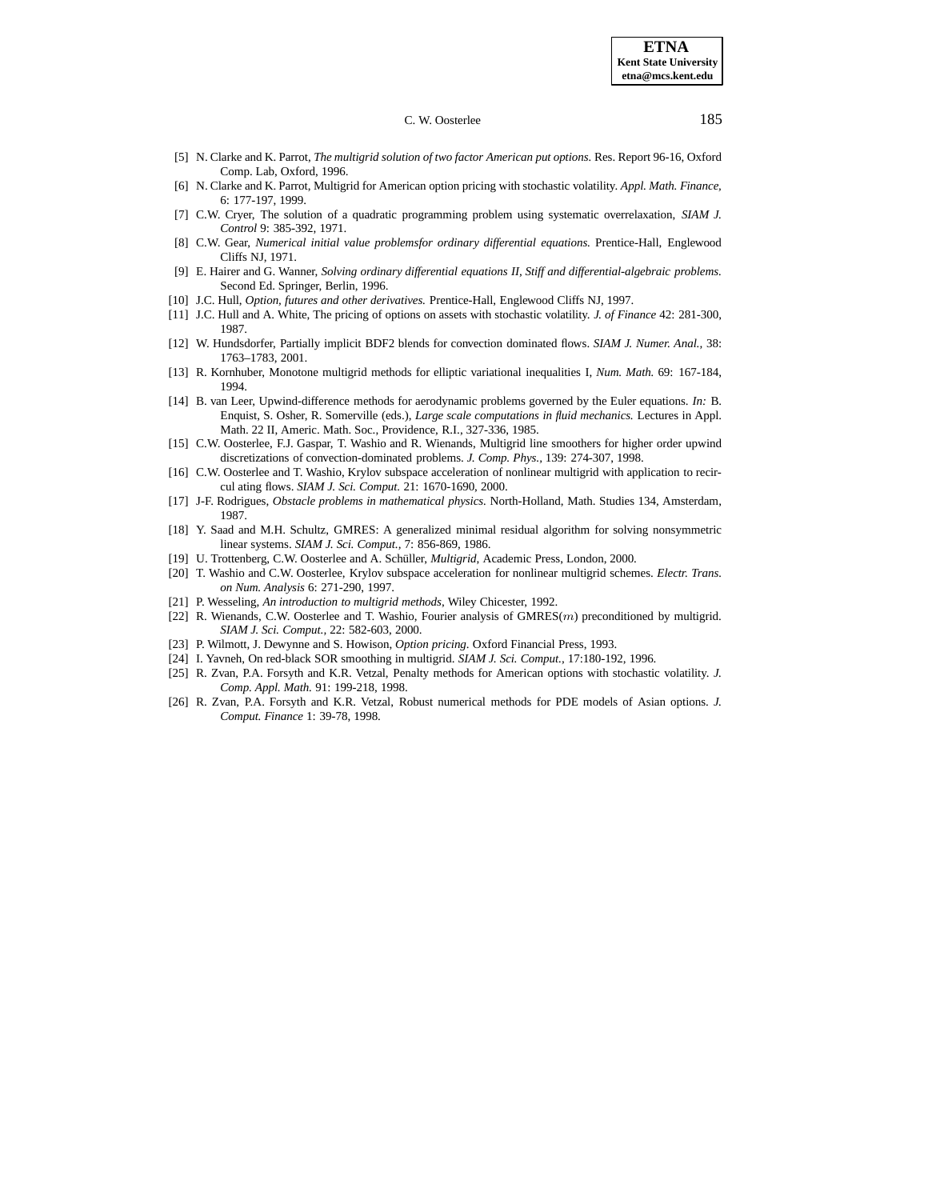[5] N. Clarke and K. Parrot, *The multigrid solution of two factor American put options.* Res. Report 96-16, Oxford Comp. Lab, Oxford, 1996.

[6] N. Clarke and K. Parrot, Multigrid for American option pricing with stochastic volatility. *Appl. Math. Finance*, 6: 177-197, 1999.

[7] C.W. Cryer, The solution of a quadratic programming problem using systematic overrelaxation, *SIAM J. Control* 9: 385-392, 1971.

[8] C.W. Gear, *Numerical initial value problemsfor ordinary differential equations.* Prentice-Hall, Englewood Cliffs NJ, 1971.

[9] E. Hairer and G. Wanner, *Solving ordinary differential equations II, Stiff and differential-algebraic problems.* Second Ed. Springer, Berlin, 1996.

[10] J.C. Hull, *Option, futures and other derivatives.* Prentice-Hall, Englewood Cliffs NJ, 1997.

[11] J.C. Hull and A. White, The pricing of options on assets with stochastic volatility. *J. of Finance* 42: 281-300, 1987.

[12] W. Hundsdorfer, Partially implicit BDF2 blends for convection dominated flows. *SIAM J. Numer. Anal.*, 38: 1763–1783, 2001.

[13] R. Kornhuber, Monotone multigrid methods for elliptic variational inequalities I, *Num. Math.* 69: 167-184, 1994.

[14] B. van Leer, Upwind-difference methods for aerodynamic problems governed by the Euler equations. *In:* B. Enquist, S. Osher, R. Somerville (eds.), *Large scale computations in fluid mechanics.* Lectures in Appl. Math. 22 II, Americ. Math. Soc., Providence, R.I., 327-336, 1985.

[15] C.W. Oosterlee, F.J. Gaspar, T. Washio and R. Wienands, Multigrid line smoothers for higher order upwind discretizations of convection-dominated problems. *J. Comp. Phys.*, 139: 274-307, 1998.

[16] C.W. Oosterlee and T. Washio, Krylov subspace acceleration of nonlinear multigrid with application to recircul ating flows. *SIAM J. Sci. Comput.* 21: 1670-1690, 2000.

[17] J-F. Rodrigues, *Obstacle problems in mathematical physics.* North-Holland, Math. Studies 134, Amsterdam, 1987.

[18] Y. Saad and M.H. Schultz, GMRES: A generalized minimal residual algorithm for solving nonsymmetric linear systems. *SIAM J. Sci. Comput.*, 7: 856-869, 1986.

[19] U. Trottenberg, C.W. Oosterlee and A. Schüller, *Multigrid*, Academic Press, London, 2000.

[20] T. Washio and C.W. Oosterlee, Krylov subspace acceleration for nonlinear multigrid schemes. *Electr. Trans. on Num. Analysis* 6: 271-290, 1997.

[21] P. Wesseling, *An introduction to multigrid methods*, Wiley Chicester, 1992.

[22] R. Wienands, C.W. Oosterlee and T. Washio, Fourier analysis of GMRES($m$) preconditioned by multigrid. *SIAM J. Sci. Comput.*, 22: 582-603, 2000.

[23] P. Wilmott, J. Dewynne and S. Howison, *Option pricing.* Oxford Financial Press, 1993.

[24] I. Yavneh, On red-black SOR smoothing in multigrid. *SIAM J. Sci. Comput.*, 17:180-192, 1996.

[25] R. Zvan, P.A. Forsyth and K.R. Vetzal, Penalty methods for American options with stochastic volatility. *J. Comp. Appl. Math.* 91: 199-218, 1998.

[26] R. Zvan, P.A. Forsyth and K.R. Vetzal, Robust numerical methods for PDE models of Asian options. *J. Comput. Finance* 1: 39-78, 1998.